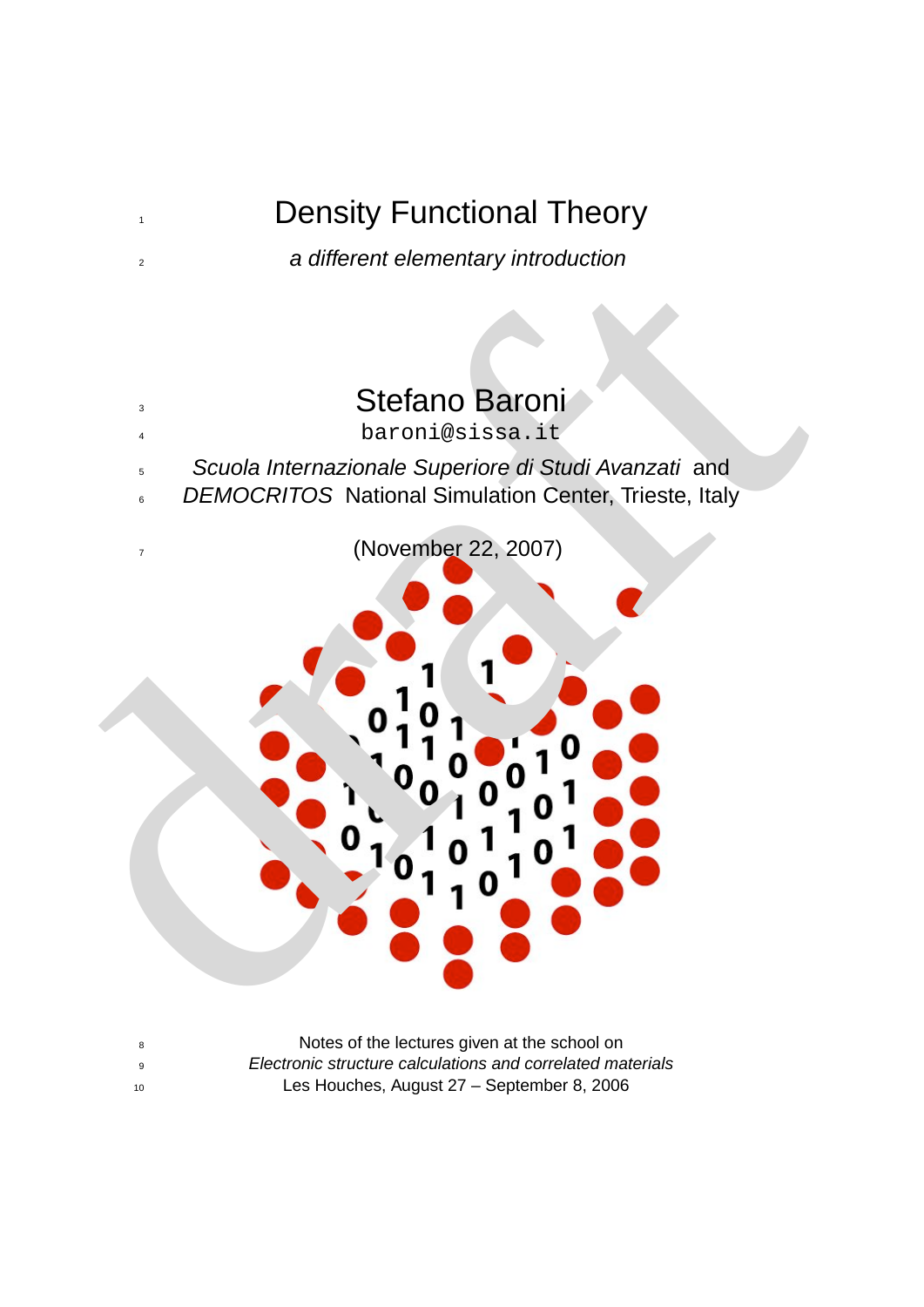# Density Functional Theory

*a different elementary introduction*

Stefano Baroni

baroni@sissa.it

*Scuola Internazionale Superiore di Studi Avanzati* and *DEMOCRITOS* National Simulation Center, Trieste, Italy

(November 22, 2007)

Notes of the lectures given at the school on

*Electronic structure calculations and correlated materials*

Les Houches, August 27 – September 8, 2006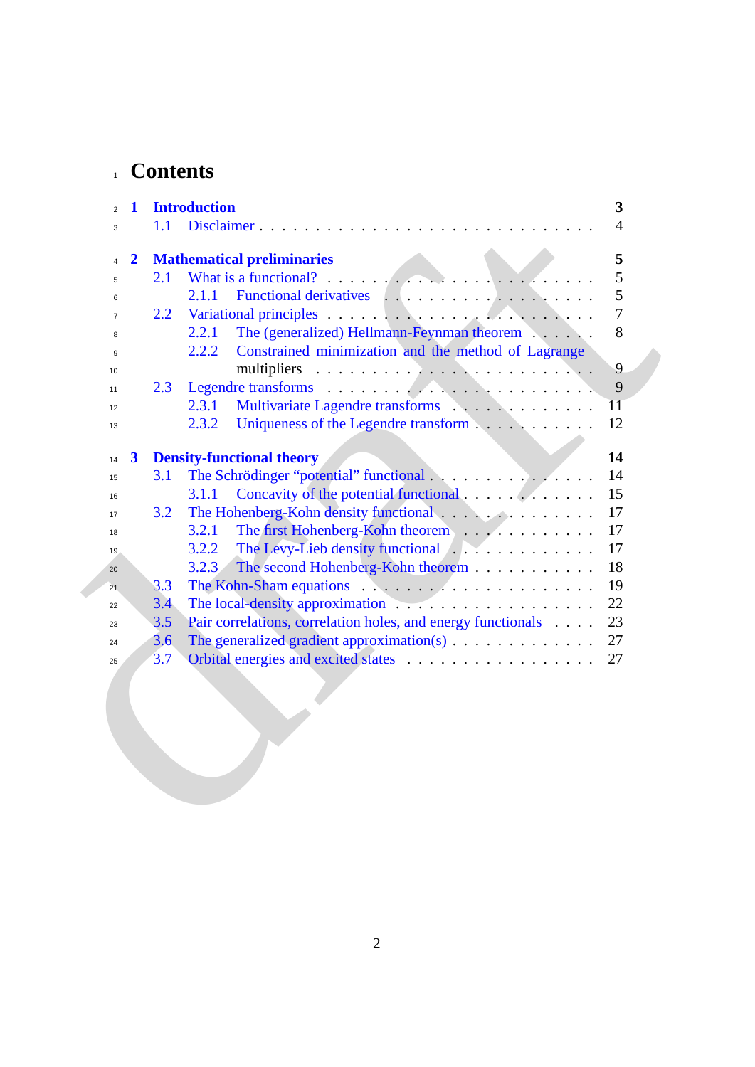# Contents

- **1 Introduction** — 3
  - 1.1 Disclaimer — 4
- **2 Mathematical preliminaries** — 5
  - 2.1 What is a functional? — 5
    - 2.1.1 Functional derivatives — 5
  - 2.2 Variational principles — 7
    - 2.2.1 The (generalized) Hellmann-Feynman theorem — 8
    - 2.2.2 Constrained minimization and the method of Lagrange multipliers — 9
  - 2.3 Legendre transforms — 9
    - 2.3.1 Multivariate Lagendre transforms — 11
    - 2.3.2 Uniqueness of the Legendre transform — 12
- **3 Density-functional theory** — 14
  - 3.1 The Schrödinger “potential” functional — 14
    - 3.1.1 Concavity of the potential functional — 15
  - 3.2 The Hohenberg-Kohn density functional — 17
    - 3.2.1 The first Hohenberg-Kohn theorem — 17
    - 3.2.2 The Levy-Lieb density functional — 17
    - 3.2.3 The second Hohenberg-Kohn theorem — 18
  - 3.3 The Kohn-Sham equations — 19
  - 3.4 The local-density approximation — 22
  - 3.5 Pair correlations, correlation holes, and energy functionals — 23
  - 3.6 The generalized gradient approximation(s) — 27
  - 3.7 Orbital energies and excited states — 27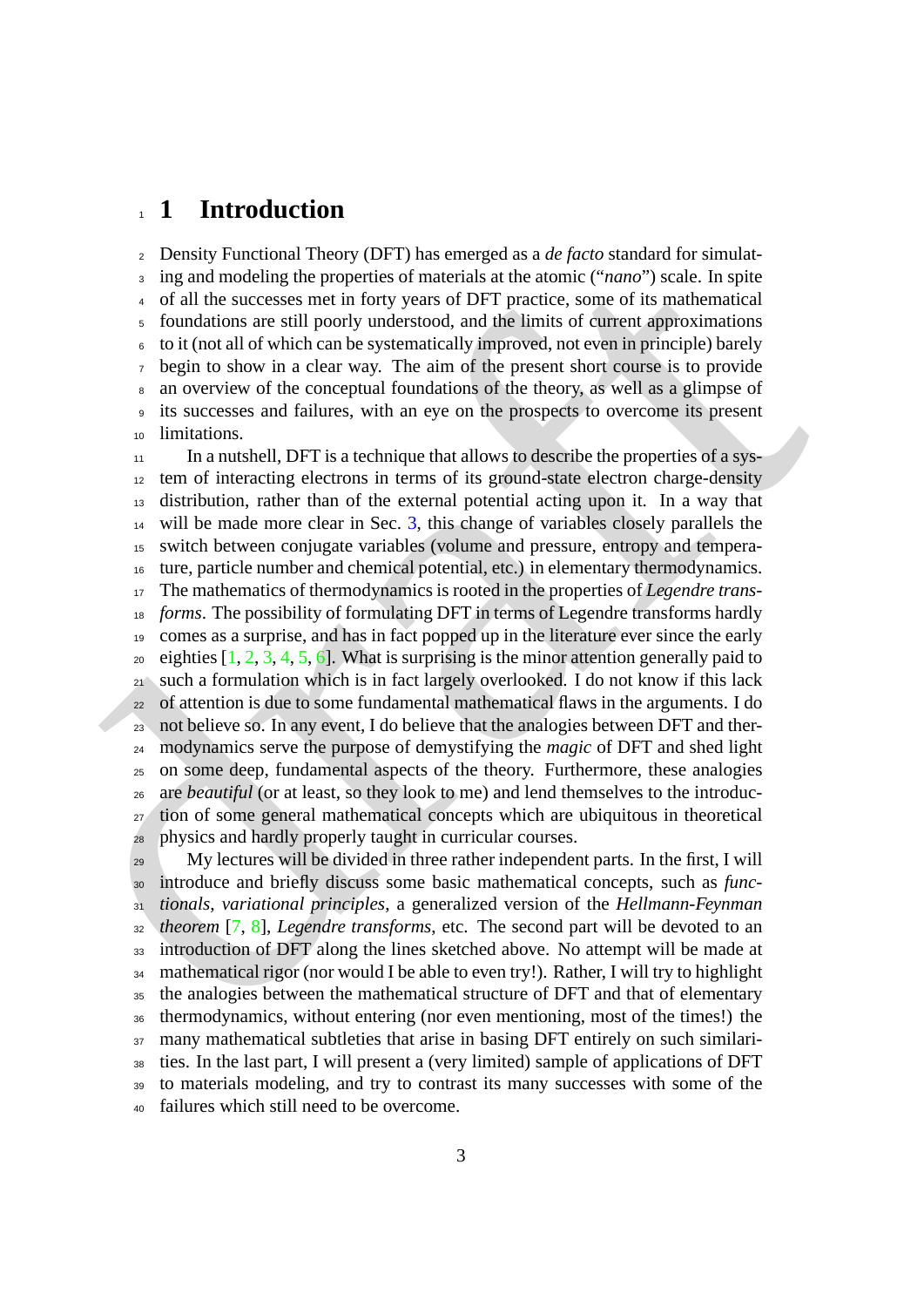# 1 Introduction

Density Functional Theory (DFT) has emerged as a *de facto* standard for simulating and modeling the properties of materials at the atomic ("*nano*") scale. In spite of all the successes met in forty years of DFT practice, some of its mathematical foundations are still poorly understood, and the limits of current approximations to it (not all of which can be systematically improved, not even in principle) barely begin to show in a clear way. The aim of the present short course is to provide an overview of the conceptual foundations of the theory, as well as a glimpse of its successes and failures, with an eye on the prospects to overcome its present limitations.

In a nutshell, DFT is a technique that allows to describe the properties of a system of interacting electrons in terms of its ground-state electron charge-density distribution, rather than of the external potential acting upon it. In a way that will be made more clear in Sec. 3, this change of variables closely parallels the switch between conjugate variables (volume and pressure, entropy and temperature, particle number and chemical potential, etc.) in elementary thermodynamics. The mathematics of thermodynamics is rooted in the properties of *Legendre transforms*. The possibility of formulating DFT in terms of Legendre transforms hardly comes as a surprise, and has in fact popped up in the literature ever since the early eighties [1, 2, 3, 4, 5, 6]. What is surprising is the minor attention generally paid to such a formulation which is in fact largely overlooked. I do not know if this lack of attention is due to some fundamental mathematical flaws in the arguments. I do not believe so. In any event, I do believe that the analogies between DFT and thermodynamics serve the purpose of demystifying the *magic* of DFT and shed light on some deep, fundamental aspects of the theory. Furthermore, these analogies are *beautiful* (or at least, so they look to me) and lend themselves to the introduction of some general mathematical concepts which are ubiquitous in theoretical physics and hardly properly taught in curricular courses.

My lectures will be divided in three rather independent parts. In the first, I will introduce and briefly discuss some basic mathematical concepts, such as *functionals*, *variational principles*, a generalized version of the *Hellmann-Feynman theorem* [7, 8], *Legendre transforms*, etc. The second part will be devoted to an introduction of DFT along the lines sketched above. No attempt will be made at mathematical rigor (nor would I be able to even try!). Rather, I will try to highlight the analogies between the mathematical structure of DFT and that of elementary thermodynamics, without entering (nor even mentioning, most of the times!) the many mathematical subtleties that arise in basing DFT entirely on such similarities. In the last part, I will present a (very limited) sample of applications of DFT to materials modeling, and try to contrast its many successes with some of the failures which still need to be overcome.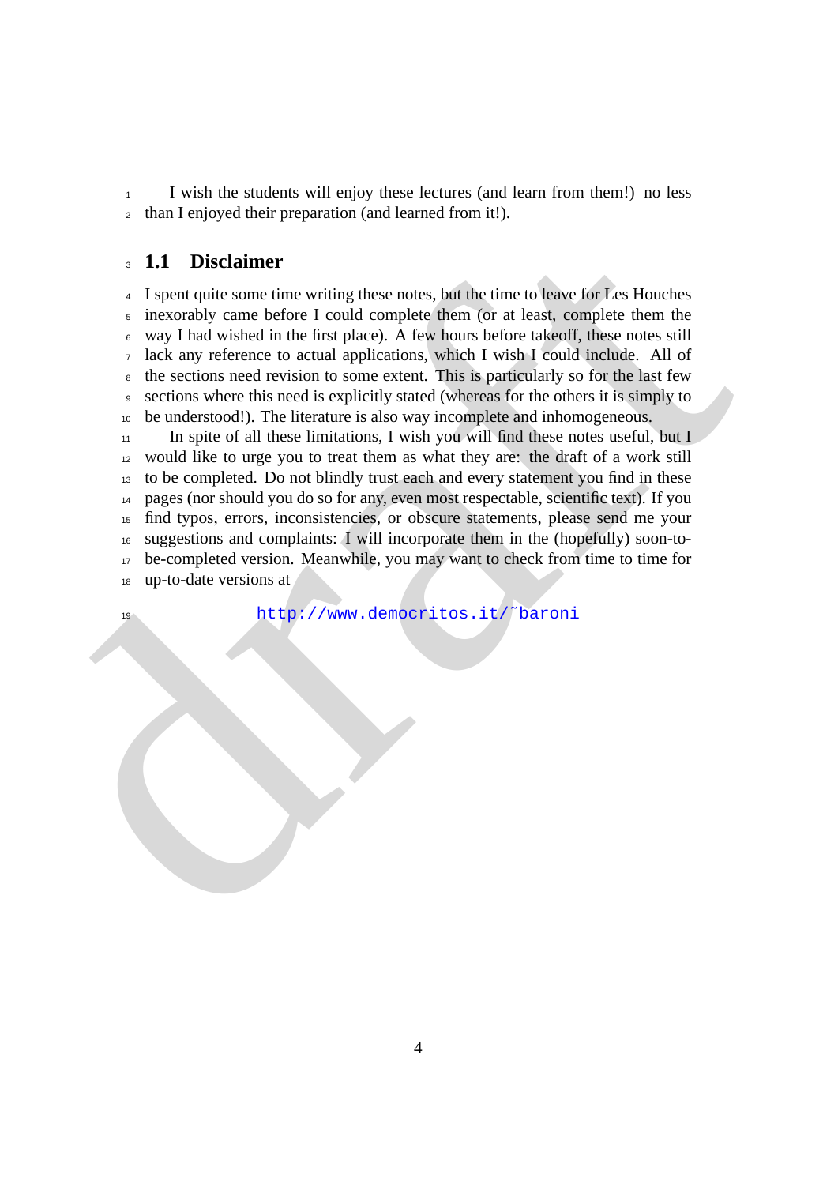I wish the students will enjoy these lectures (and learn from them!) no less than I enjoyed their preparation (and learned from it!).

## 1.1 Disclaimer

I spent quite some time writing these notes, but the time to leave for Les Houches inexorably came before I could complete them (or at least, complete them the way I had wished in the first place). A few hours before takeoff, these notes still lack any reference to actual applications, which I wish I could include. All of the sections need revision to some extent. This is particularly so for the last few sections where this need is explicitly stated (whereas for the others it is simply to be understood!). The literature is also way incomplete and inhomogeneous.

In spite of all these limitations, I wish you will find these notes useful, but I would like to urge you to treat them as what they are: the draft of a work still to be completed. Do not blindly trust each and every statement you find in these pages (nor should you do so for any, even most respectable, scientific text). If you find typos, errors, inconsistencies, or obscure statements, please send me your suggestions and complaints: I will incorporate them in the (hopefully) soon-to-be-completed version. Meanwhile, you may want to check from time to time for up-to-date versions at

http://www.democritos.it/~baroni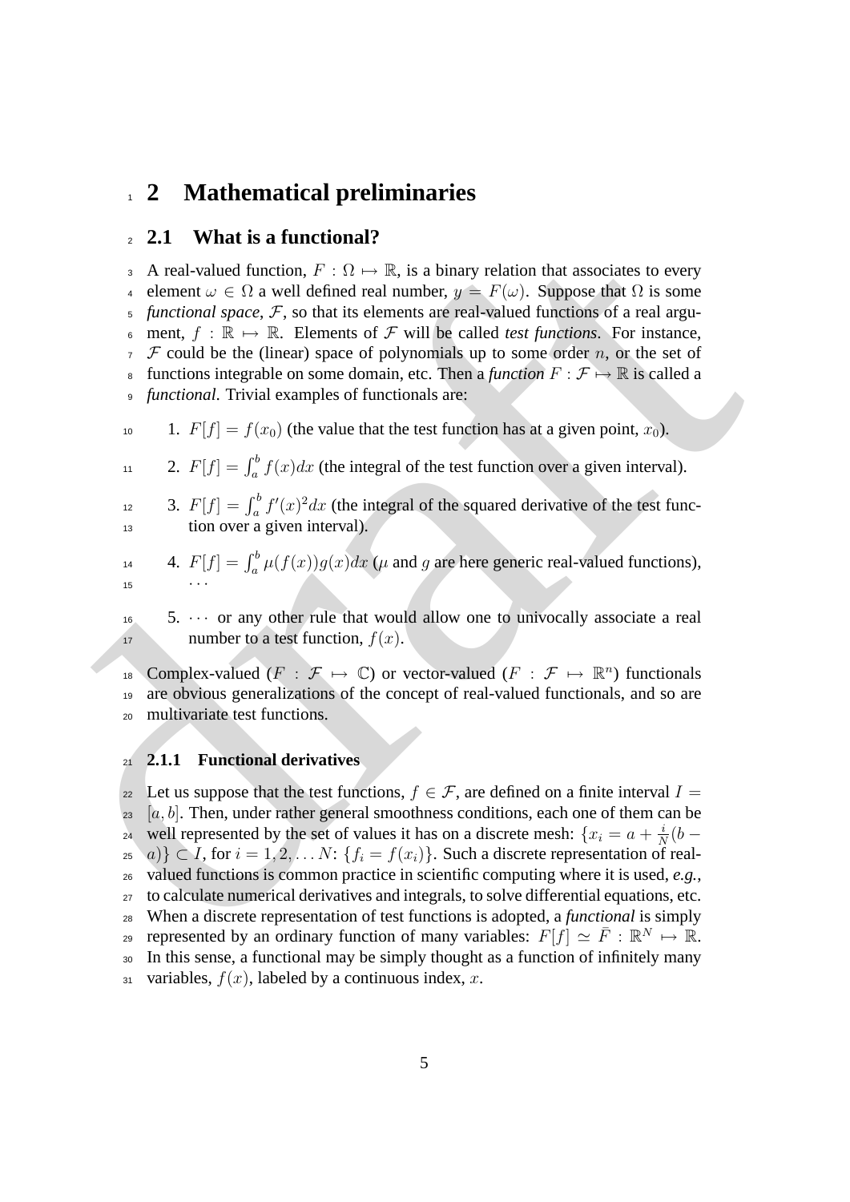# 2 Mathematical preliminaries

## 2.1 What is a functional?

A real-valued function, $F : \Omega \mapsto \mathbb{R}$, is a binary relation that associates to every element $\omega \in \Omega$ a well defined real number, $y = F(\omega)$. Suppose that $\Omega$ is some *functional space*, $\mathcal{F}$, so that its elements are real-valued functions of a real argument, $f : \mathbb{R} \mapsto \mathbb{R}$. Elements of $\mathcal{F}$ will be called *test functions*. For instance, $\mathcal{F}$ could be the (linear) space of polynomials up to some order $n$, or the set of functions integrable on some domain, etc. Then a *function* $F : \mathcal{F} \mapsto \mathbb{R}$ is called a *functional*. Trivial examples of functionals are:

1. $F[f] = f(x_0)$ (the value that the test function has at a given point, $x_0$).
2. $F[f] = \int_a^b f(x)dx$ (the integral of the test function over a given interval).
3. $F[f] = \int_a^b f'(x)^2 dx$ (the integral of the squared derivative of the test function over a given interval).
4. $F[f] = \int_a^b \mu(f(x))g(x)dx$ ($\mu$ and $g$ are here generic real-valued functions), $\cdots$
5. $\cdots$ or any other rule that would allow one to univocally associate a real number to a test function, $f(x)$.

Complex-valued ($F : \mathcal{F} \mapsto \mathbb{C}$) or vector-valued ($F : \mathcal{F} \mapsto \mathbb{R}^n$) functionals are obvious generalizations of the concept of real-valued functionals, and so are multivariate test functions.

### 2.1.1 Functional derivatives

Let us suppose that the test functions, $f \in \mathcal{F}$, are defined on a finite interval $I = [a, b]$. Then, under rather general smoothness conditions, each one of them can be well represented by the set of values it has on a discrete mesh: $\{x_i = a + \frac{i}{N}(b - a)\} \subset I$, for $i = 1, 2, \ldots N$: $\{f_i = f(x_i)\}$. Such a discrete representation of real-valued functions is common practice in scientific computing where it is used, *e.g.*, to calculate numerical derivatives and integrals, to solve differential equations, etc. When a discrete representation of test functions is adopted, a *functional* is simply represented by an ordinary function of many variables: $F[f] \simeq \bar{F} : \mathbb{R}^N \mapsto \mathbb{R}$. In this sense, a functional may be simply thought as a function of infinitely many variables, $f(x)$, labeled by a continuous index, $x$.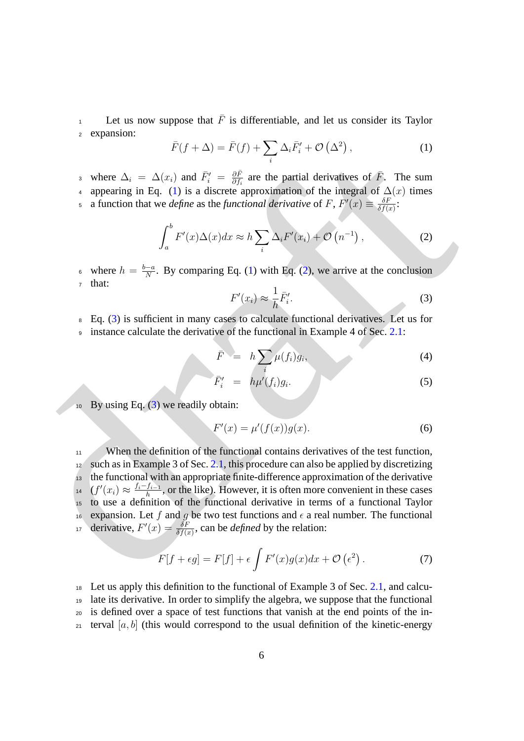Let us now suppose that $\bar{F}$ is differentiable, and let us consider its Taylor expansion:

$$\bar{F}(f + \Delta) = \bar{F}(f) + \sum_i \Delta_i \bar{F}'_i + \mathcal{O}\left(\Delta^2\right), \tag{1}$$

where $\Delta_i = \Delta(x_i)$ and $\bar{F}'_i = \frac{\partial \bar{F}}{\partial f_i}$ are the partial derivatives of $\bar{F}$. The sum appearing in Eq. (1) is a discrete approximation of the integral of $\Delta(x)$ times a function that we *define* as the *functional derivative* of $F$, $F'(x) \equiv \frac{\delta F}{\delta f(x)}$:

$$\int_a^b F'(x)\Delta(x)dx \approx h \sum_i \Delta_i F'(x_i) + \mathcal{O}\left(n^{-1}\right), \tag{2}$$

where $h = \frac{b-a}{N}$. By comparing Eq. (1) with Eq. (2), we arrive at the conclusion that:

$$F'(x_i) \approx \frac{1}{h}\bar{F}'_i. \tag{3}$$

Eq. (3) is sufficient in many cases to calculate functional derivatives. Let us for instance calculate the derivative of the functional in Example 4 of Sec. 2.1:

$$\bar{F} = h \sum_i \mu(f_i) g_i, \tag{4}$$

$$\bar{F}'_i = h\mu'(f_i) g_i. \tag{5}$$

By using Eq. (3) we readily obtain:

$$F'(x) = \mu'(f(x))g(x). \tag{6}$$

When the definition of the functional contains derivatives of the test function, such as in Example 3 of Sec. 2.1, this procedure can also be applied by discretizing the functional with an appropriate finite-difference approximation of the derivative ($f'(x_i) \approx \frac{f_i - f_{i-1}}{h}$, or the like). However, it is often more convenient in these cases to use a definition of the functional derivative in terms of a functional Taylor expansion. Let $f$ and $g$ be two test functions and $\epsilon$ a real number. The functional derivative, $F'(x) = \frac{\delta F}{\delta f(x)}$, can be *defined* by the relation:

$$F[f + \epsilon g] = F[f] + \epsilon \int F'(x)g(x)dx + \mathcal{O}\left(\epsilon^2\right). \tag{7}$$

Let us apply this definition to the functional of Example 3 of Sec. 2.1, and calculate its derivative. In order to simplify the algebra, we suppose that the functional is defined over a space of test functions that vanish at the end points of the interval $[a, b]$ (this would correspond to the usual definition of the kinetic-energy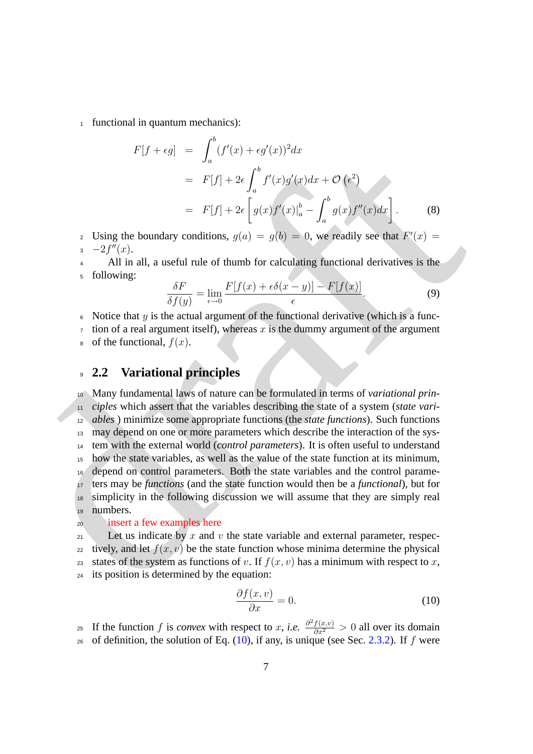functional in quantum mechanics):

$$
\begin{aligned}
F[f+\epsilon g] &= \int_a^b (f'(x)+\epsilon g'(x))^2 dx \\
&= F[f] + 2\epsilon \int_a^b f'(x) g'(x) dx + \mathcal{O}\left(\epsilon^2\right) \\
&= F[f] + 2\epsilon \left[ g(x) f'(x)|_a^b - \int_a^b g(x) f''(x) dx \right].
\end{aligned} \tag{8}
$$

Using the boundary conditions, $g(a) = g(b) = 0$, we readily see that $F'(x) = -2f''(x)$.

All in all, a useful rule of thumb for calculating functional derivatives is the following:

$$
\frac{\delta F}{\delta f(y)} = \lim_{\epsilon \to 0} \frac{F[f(x)+\epsilon\delta(x-y)] - F[f(x)]}{\epsilon}. \tag{9}
$$

Notice that $y$ is the actual argument of the functional derivative (which is a function of a real argument itself), whereas $x$ is the dummy argument of the argument of the functional, $f(x)$.

## 2.2 Variational principles

Many fundamental laws of nature can be formulated in terms of *variational principles* which assert that the variables describing the state of a system (*state variables* ) minimize some appropriate functions (the *state functions*). Such functions may depend on one or more parameters which describe the interaction of the system with the external world (*control parameters*). It is often useful to understand how the state variables, as well as the value of the state function at its minimum, depend on control parameters. Both the state variables and the control parameters may be *functions* (and the state function would then be a *functional*), but for simplicity in the following discussion we will assume that they are simply real numbers.

insert a few examples here

Let us indicate by $x$ and $v$ the state variable and external parameter, respectively, and let $f(x, v)$ be the state function whose minima determine the physical states of the system as functions of $v$. If $f(x, v)$ has a minimum with respect to $x$, its position is determined by the equation:

$$
\frac{\partial f(x,v)}{\partial x} = 0. \tag{10}
$$

If the function $f$ is *convex* with respect to $x$, *i.e.* $\frac{\partial^2 f(x,v)}{\partial x^2} > 0$ all over its domain of definition, the solution of Eq. (10), if any, is unique (see Sec. 2.3.2). If $f$ were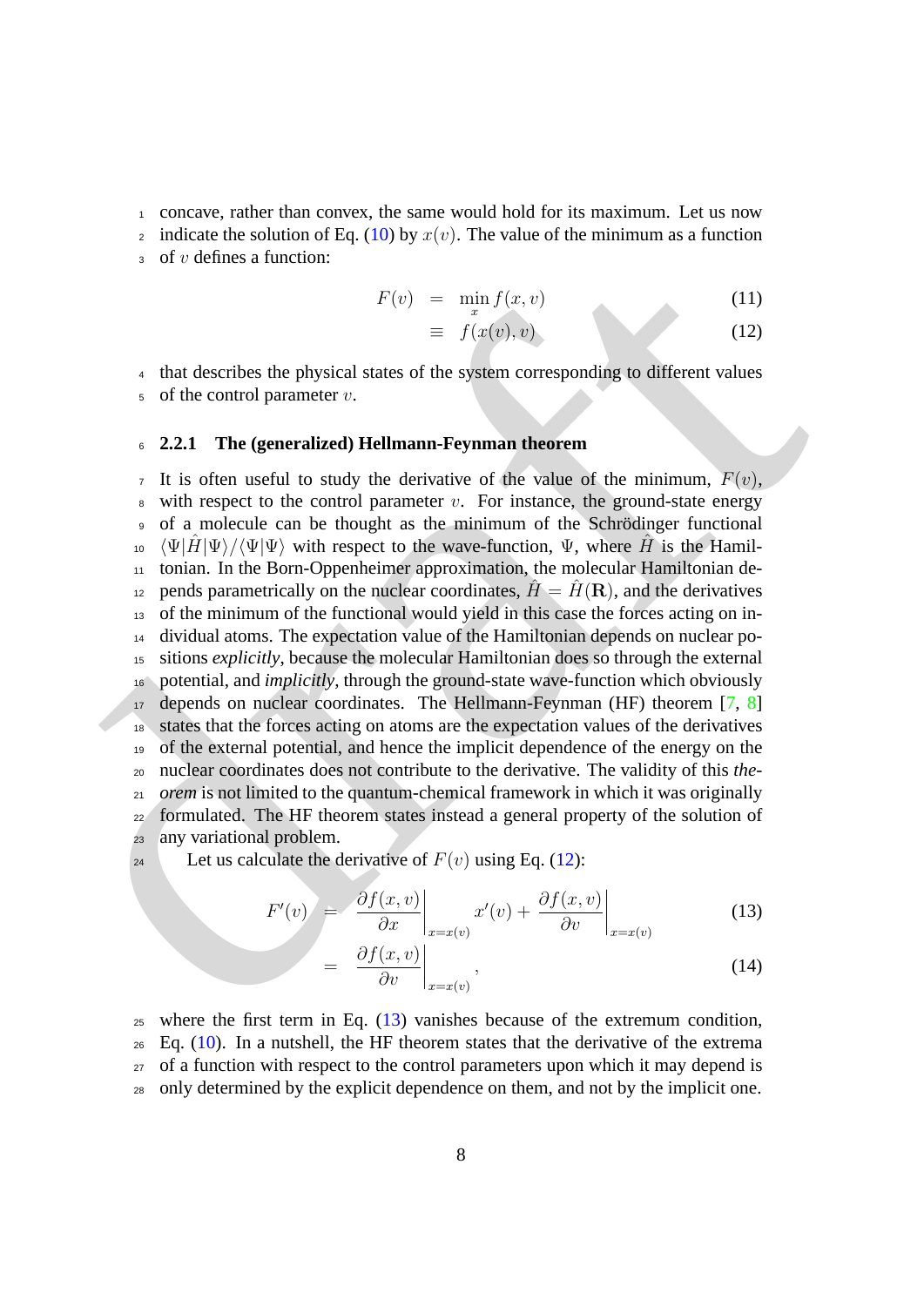concave, rather than convex, the same would hold for its maximum. Let us now indicate the solution of Eq. (10) by $x(v)$. The value of the minimum as a function of $v$ defines a function:

$$
\begin{aligned}
F(v) &= \min_x f(x, v) && (11) \\
&\equiv f(x(v), v) && (12)
\end{aligned}
$$

that describes the physical states of the system corresponding to different values of the control parameter $v$.

### 2.2.1 The (generalized) Hellmann-Feynman theorem

It is often useful to study the derivative of the value of the minimum, $F(v)$, with respect to the control parameter $v$. For instance, the ground-state energy of a molecule can be thought as the minimum of the Schrödinger functional $\langle\Psi|\hat{H}|\Psi\rangle/\langle\Psi|\Psi\rangle$ with respect to the wave-function, $\Psi$, where $\hat{H}$ is the Hamiltonian. In the Born-Oppenheimer approximation, the molecular Hamiltonian depends parametrically on the nuclear coordinates, $\hat{H} = \hat{H}(\mathbf{R})$, and the derivatives of the minimum of the functional would yield in this case the forces acting on individual atoms. The expectation value of the Hamiltonian depends on nuclear positions *explicitly*, because the molecular Hamiltonian does so through the external potential, and *implicitly*, through the ground-state wave-function which obviously depends on nuclear coordinates. The Hellmann-Feynman (HF) theorem [7, 8] states that the forces acting on atoms are the expectation values of the derivatives of the external potential, and hence the implicit dependence of the energy on the nuclear coordinates does not contribute to the derivative. The validity of this *theorem* is not limited to the quantum-chemical framework in which it was originally formulated. The HF theorem states instead a general property of the solution of any variational problem.

Let us calculate the derivative of $F(v)$ using Eq. (12):

$$
\begin{aligned}
F'(v) &= \left.\frac{\partial f(x, v)}{\partial x}\right|_{x=x(v)} x'(v) + \left.\frac{\partial f(x, v)}{\partial v}\right|_{x=x(v)} && (13) \\
&= \left.\frac{\partial f(x, v)}{\partial v}\right|_{x=x(v)}, && (14)
\end{aligned}
$$

where the first term in Eq. (13) vanishes because of the extremum condition, Eq. (10). In a nutshell, the HF theorem states that the derivative of the extrema of a function with respect to the control parameters upon which it may depend is only determined by the explicit dependence on them, and not by the implicit one.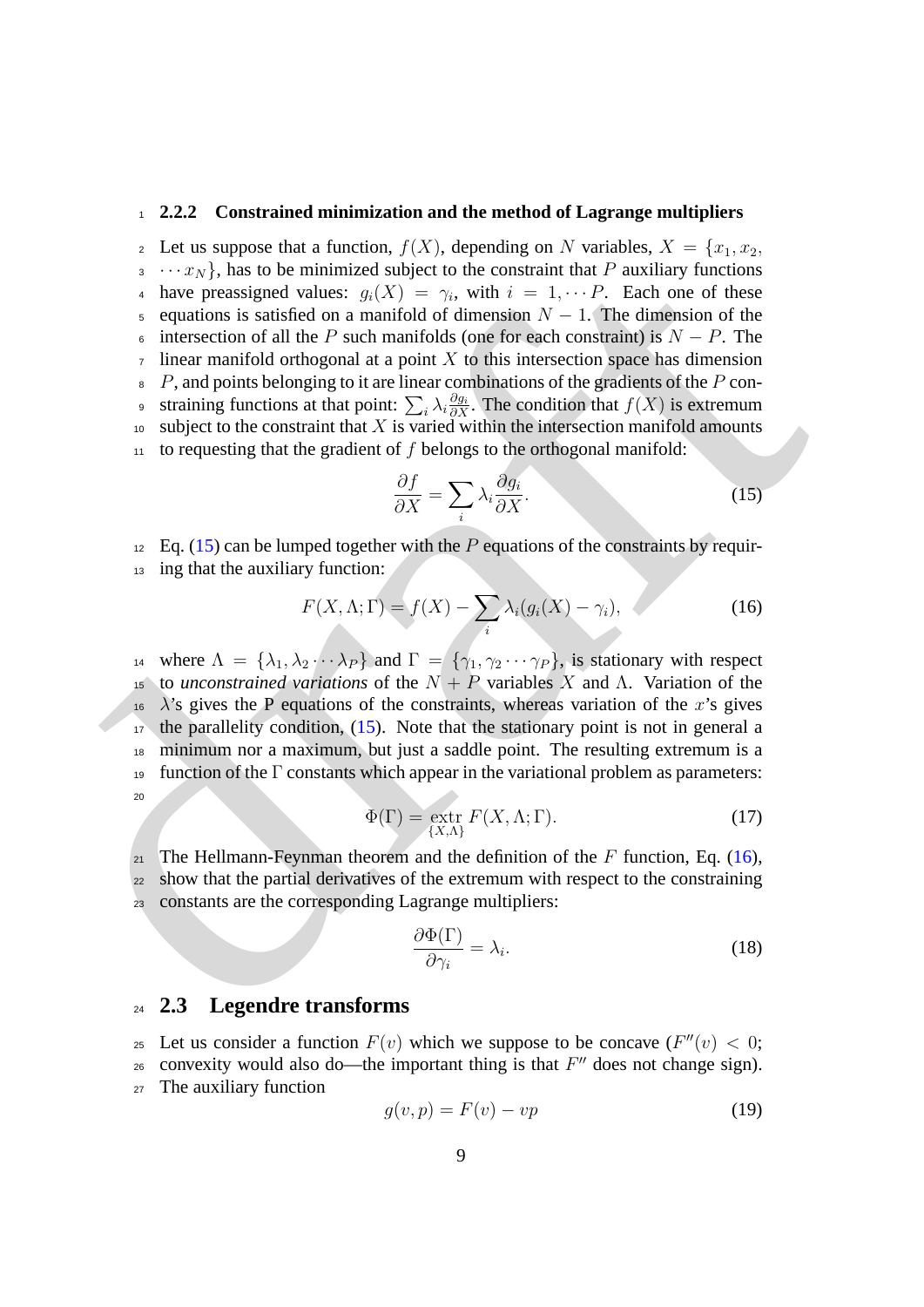### 2.2.2 Constrained minimization and the method of Lagrange multipliers

Let us suppose that a function, $f(X)$, depending on $N$ variables, $X = \{x_1, x_2, \cdots x_N\}$, has to be minimized subject to the constraint that $P$ auxiliary functions have preassigned values: $g_i(X) = \gamma_i$, with $i = 1, \cdots P$. Each one of these equations is satisfied on a manifold of dimension $N - 1$. The dimension of the intersection of all the $P$ such manifolds (one for each constraint) is $N - P$. The linear manifold orthogonal at a point $X$ to this intersection space has dimension $P$, and points belonging to it are linear combinations of the gradients of the $P$ constraining functions at that point: $\sum_i \lambda_i \frac{\partial g_i}{\partial X}$. The condition that $f(X)$ is extremum subject to the constraint that $X$ is varied within the intersection manifold amounts to requesting that the gradient of $f$ belongs to the orthogonal manifold:

$$\frac{\partial f}{\partial X} = \sum_i \lambda_i \frac{\partial g_i}{\partial X}. \tag{15}$$

Eq. (15) can be lumped together with the $P$ equations of the constraints by requiring that the auxiliary function:

$$F(X, \Lambda; \Gamma) = f(X) - \sum_i \lambda_i (g_i(X) - \gamma_i), \tag{16}$$

where $\Lambda = \{\lambda_1, \lambda_2 \cdots \lambda_P\}$ and $\Gamma = \{\gamma_1, \gamma_2 \cdots \gamma_P\}$, is stationary with respect to *unconstrained variations* of the $N + P$ variables $X$ and $\Lambda$. Variation of the $\lambda$'s gives the P equations of the constraints, whereas variation of the $x$'s gives the parallelity condition, (15). Note that the stationary point is not in general a minimum nor a maximum, but just a saddle point. The resulting extremum is a function of the $\Gamma$ constants which appear in the variational problem as parameters:

$$\Phi(\Gamma) = \underset{\{X, \Lambda\}}{\text{extr}} \, F(X, \Lambda; \Gamma). \tag{17}$$

The Hellmann-Feynman theorem and the definition of the $F$ function, Eq. (16), show that the partial derivatives of the extremum with respect to the constraining constants are the corresponding Lagrange multipliers:

$$\frac{\partial \Phi(\Gamma)}{\partial \gamma_i} = \lambda_i. \tag{18}$$

## 2.3 Legendre transforms

Let us consider a function $F(v)$ which we suppose to be concave ($F''(v) < 0$; convexity would also do—the important thing is that $F''$ does not change sign). The auxiliary function

$$g(v, p) = F(v) - vp \tag{19}$$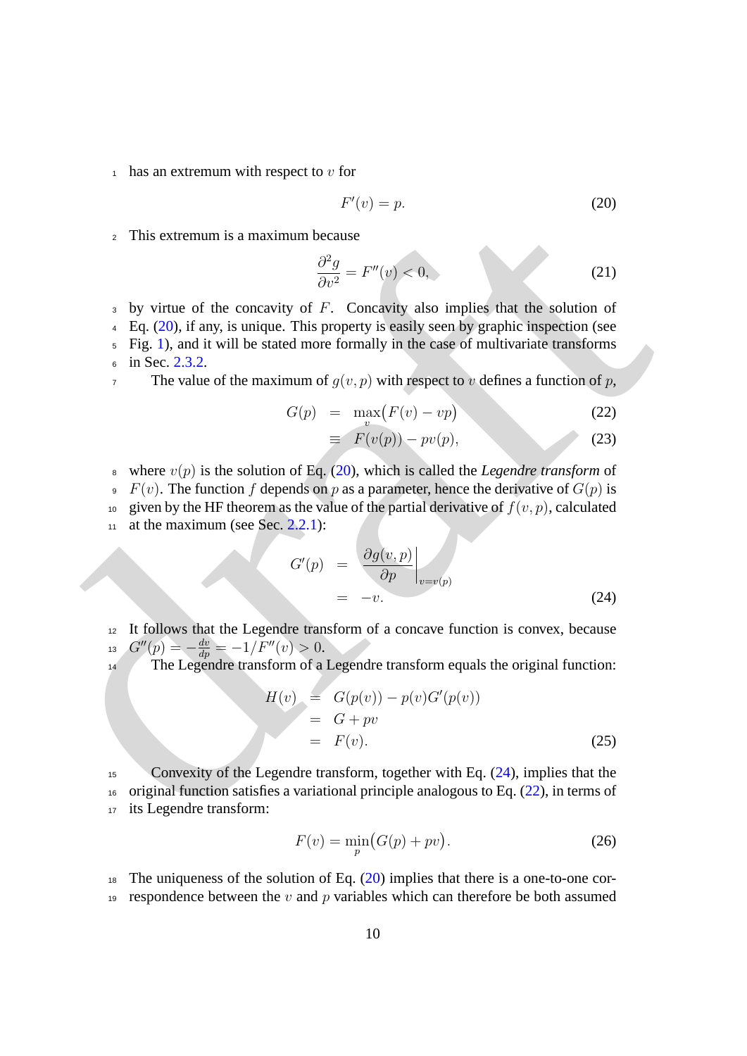has an extremum with respect to $v$ for

$$F'(v) = p. \tag{20}$$

This extremum is a maximum because

$$\frac{\partial^2 g}{\partial v^2} = F''(v) < 0, \tag{21}$$

by virtue of the concavity of $F$. Concavity also implies that the solution of Eq. (20), if any, is unique. This property is easily seen by graphic inspection (see Fig. 1), and it will be stated more formally in the case of multivariate transforms in Sec. 2.3.2.

The value of the maximum of $g(v,p)$ with respect to $v$ defines a function of $p$,

$$\begin{aligned} G(p) &= \max_v \big(F(v) - vp\big) & (22) \\ &\equiv F(v(p)) - pv(p), & (23) \end{aligned}$$

where $v(p)$ is the solution of Eq. (20), which is called the *Legendre transform* of $F(v)$. The function $f$ depends on $p$ as a parameter, hence the derivative of $G(p)$ is given by the HF theorem as the value of the partial derivative of $f(v,p)$, calculated at the maximum (see Sec. 2.2.1):

$$\begin{aligned} G'(p) &= \left.\frac{\partial g(v,p)}{\partial p}\right|_{v=v(p)} \\ &= -v. & (24) \end{aligned}$$

It follows that the Legendre transform of a concave function is convex, because $G''(p) = -\frac{dv}{dp} = -1/F''(v) > 0$.

The Legendre transform of a Legendre transform equals the original function:

$$\begin{aligned} H(v) &= G(p(v)) - p(v)G'(p(v)) \\ &= G + pv \\ &= F(v). & (25) \end{aligned}$$

Convexity of the Legendre transform, together with Eq. (24), implies that the original function satisfies a variational principle analogous to Eq. (22), in terms of its Legendre transform:

$$F(v) = \min_p \big(G(p) + pv\big). \tag{26}$$

The uniqueness of the solution of Eq. (20) implies that there is a one-to-one correspondence between the $v$ and $p$ variables which can therefore be both assumed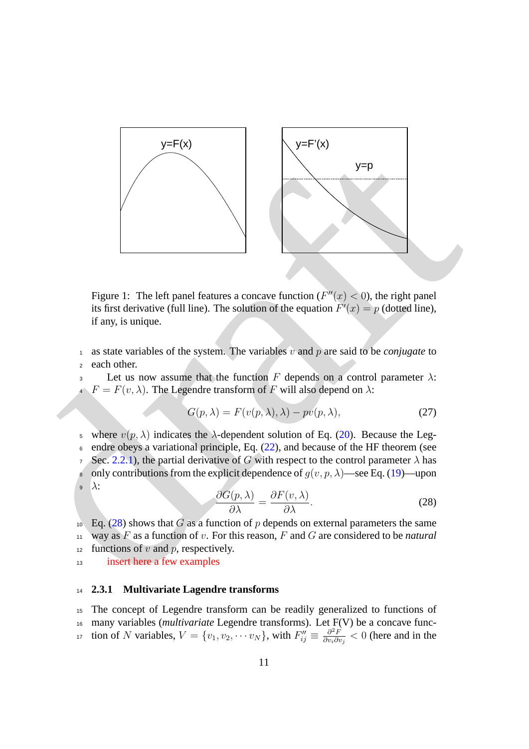Figure 1: The left panel features a concave function ($F''(x) < 0$), the right panel its first derivative (full line). The solution of the equation $F'(x) = p$ (dotted line), if any, is unique.

as state variables of the system. The variables $v$ and $p$ are said to be *conjugate* to each other.

Let us now assume that the function $F$ depends on a control parameter $\lambda$: $F = F(v, \lambda)$. The Legendre transform of $F$ will also depend on $\lambda$:

$$G(p, \lambda) = F(v(p, \lambda), \lambda) - pv(p, \lambda), \tag{27}$$

where $v(p, \lambda)$ indicates the $\lambda$-dependent solution of Eq. (20). Because the Legendre obeys a variational principle, Eq. (22), and because of the HF theorem (see Sec. 2.2.1), the partial derivative of $G$ with respect to the control parameter $\lambda$ has only contributions from the explicit dependence of $g(v, p, \lambda)$—see Eq. (19)—upon $\lambda$:

$$\frac{\partial G(p, \lambda)}{\partial \lambda} = \frac{\partial F(v, \lambda)}{\partial \lambda}. \tag{28}$$

Eq. (28) shows that $G$ as a function of $p$ depends on external parameters the same way as $F$ as a function of $v$. For this reason, $F$ and $G$ are considered to be *natural* functions of $v$ and $p$, respectively.

insert here a few examples

### 2.3.1 Multivariate Lagendre transforms

The concept of Legendre transform can be readily generalized to functions of many variables (*multivariate* Legendre transforms). Let F(V) be a concave function of $N$ variables, $V = \{v_1, v_2, \cdots v_N\}$, with $F''_{ij} \equiv \frac{\partial^2 F}{\partial v_i \partial v_j} < 0$ (here and in the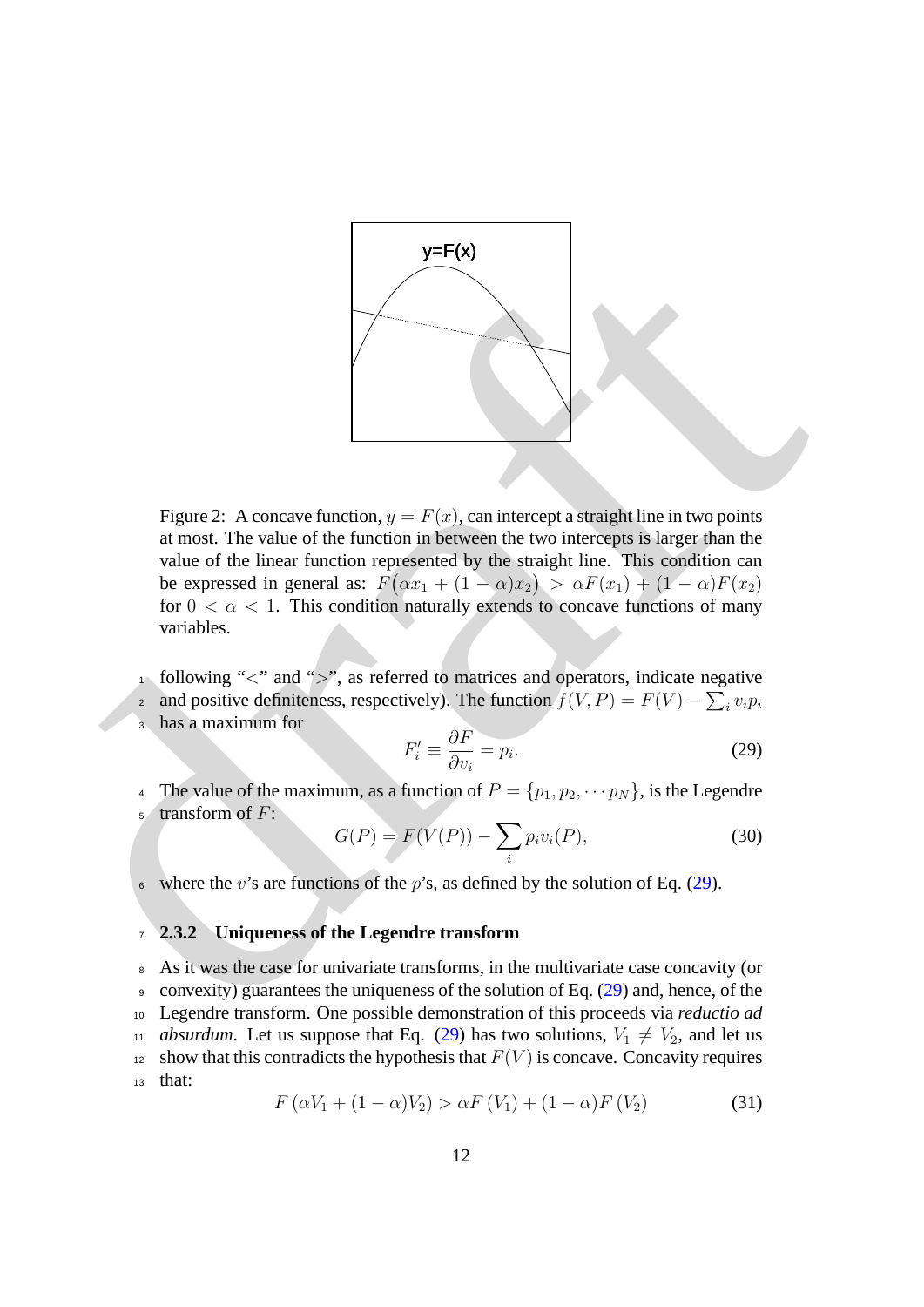Figure 2: A concave function, $y = F(x)$, can intercept a straight line in two points at most. The value of the function in between the two intercepts is larger than the value of the linear function represented by the straight line. This condition can be expressed in general as: $F\big(\alpha x_1 + (1-\alpha)x_2\big) > \alpha F(x_1) + (1-\alpha)F(x_2)$ for $0 < \alpha < 1$. This condition naturally extends to concave functions of many variables.

following "<" and ">", as referred to matrices and operators, indicate negative and positive definiteness, respectively). The function $f(V,P) = F(V) - \sum_i v_i p_i$ has a maximum for

$$F'_i \equiv \frac{\partial F}{\partial v_i} = p_i. \tag{29}$$

The value of the maximum, as a function of $P = \{p_1, p_2, \cdots p_N\}$, is the Legendre transform of $F$:

$$G(P) = F(V(P)) - \sum_i p_i v_i(P), \tag{30}$$

where the $v$'s are functions of the $p$'s, as defined by the solution of Eq. (29).

### 2.3.2 Uniqueness of the Legendre transform

As it was the case for univariate transforms, in the multivariate case concavity (or convexity) guarantees the uniqueness of the solution of Eq. (29) and, hence, of the Legendre transform. One possible demonstration of this proceeds via *reductio ad absurdum*. Let us suppose that Eq. (29) has two solutions, $V_1 \neq V_2$, and let us show that this contradicts the hypothesis that $F(V)$ is concave. Concavity requires that:

$$F\left(\alpha V_1 + (1-\alpha)V_2\right) > \alpha F\left(V_1\right) + (1-\alpha)F\left(V_2\right) \tag{31}$$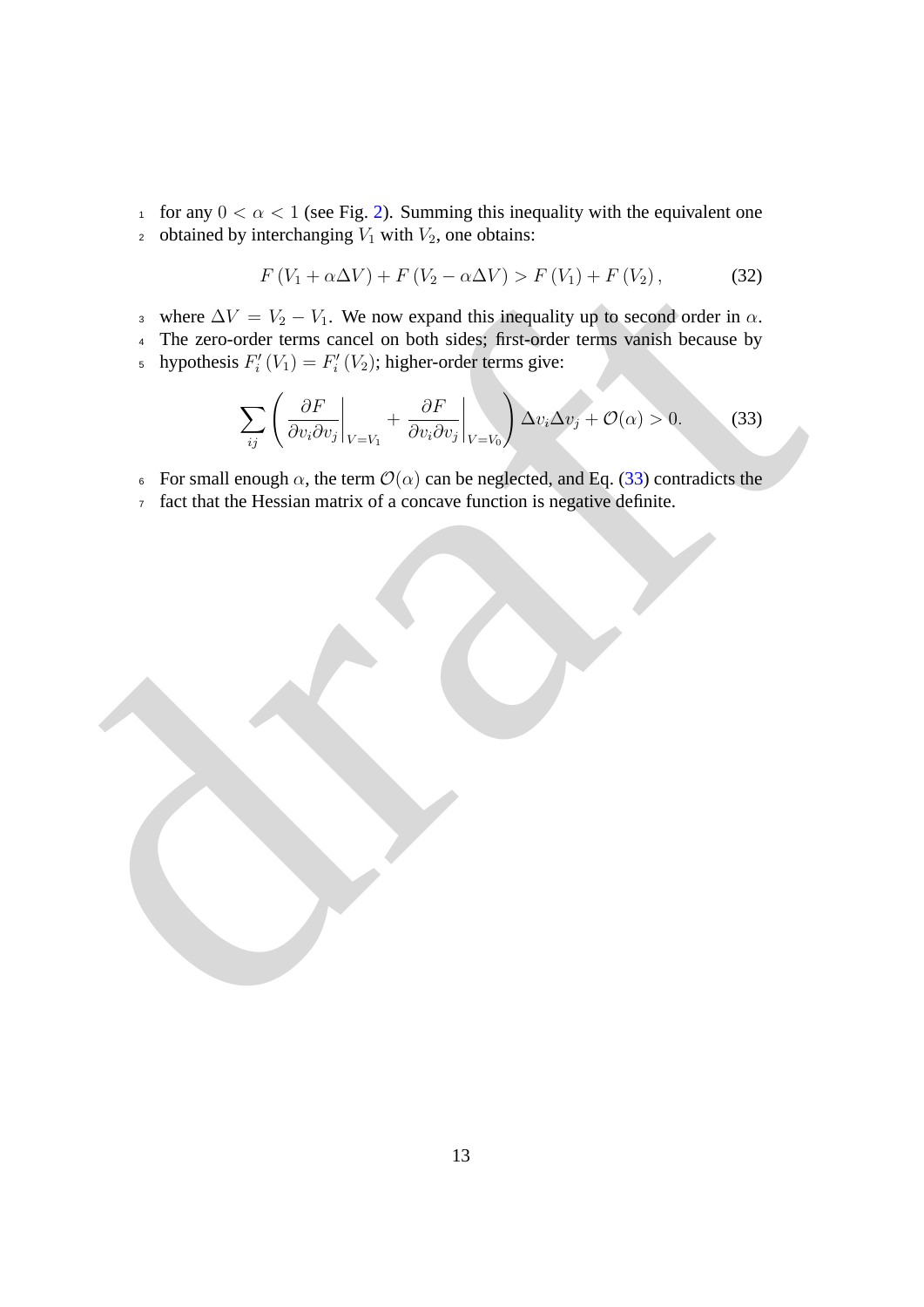for any $0 < \alpha < 1$ (see Fig. 2). Summing this inequality with the equivalent one obtained by interchanging $V_1$ with $V_2$, one obtains:

$$F\left(V_1 + \alpha \Delta V\right) + F\left(V_2 - \alpha \Delta V\right) > F\left(V_1\right) + F\left(V_2\right), \tag{32}$$

where $\Delta V = V_2 - V_1$. We now expand this inequality up to second order in $\alpha$. The zero-order terms cancel on both sides; first-order terms vanish because by hypothesis $F_i'\left(V_1\right) = F_i'\left(V_2\right)$; higher-order terms give:

$$\sum_{ij} \left( \left. \frac{\partial F}{\partial v_i \partial v_j} \right|_{V=V_1} + \left. \frac{\partial F}{\partial v_i \partial v_j} \right|_{V=V_0} \right) \Delta v_i \Delta v_j + \mathcal{O}(\alpha) > 0. \tag{33}$$

For small enough $\alpha$, the term $\mathcal{O}(\alpha)$ can be neglected, and Eq. (33) contradicts the fact that the Hessian matrix of a concave function is negative definite.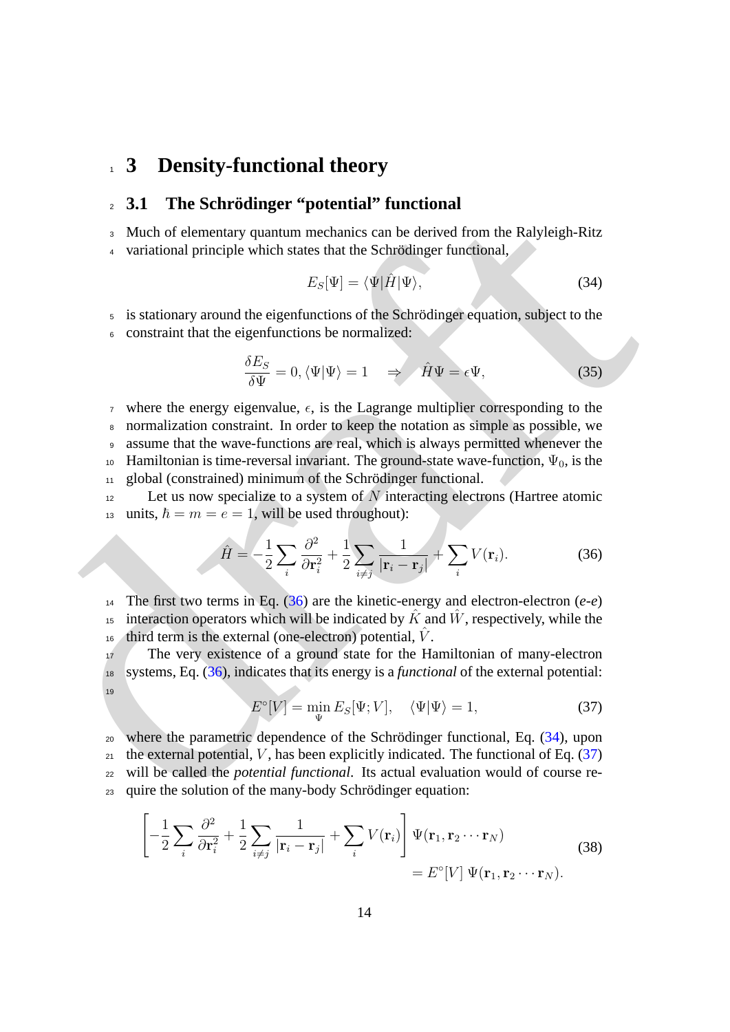# 3 Density-functional theory

## 3.1 The Schrödinger "potential" functional

Much of elementary quantum mechanics can be derived from the Ralyleigh-Ritz variational principle which states that the Schrödinger functional,

$$E_S[\Psi] = \langle \Psi | \hat{H} | \Psi \rangle, \tag{34}$$

is stationary around the eigenfunctions of the Schrödinger equation, subject to the constraint that the eigenfunctions be normalized:

$$\frac{\delta E_S}{\delta \Psi} = 0, \langle \Psi | \Psi \rangle = 1 \quad \Rightarrow \quad \hat{H}\Psi = \epsilon \Psi, \tag{35}$$

where the energy eigenvalue, $\epsilon$, is the Lagrange multiplier corresponding to the normalization constraint. In order to keep the notation as simple as possible, we assume that the wave-functions are real, which is always permitted whenever the Hamiltonian is time-reversal invariant. The ground-state wave-function, $\Psi_0$, is the global (constrained) minimum of the Schrödinger functional.

Let us now specialize to a system of $N$ interacting electrons (Hartree atomic units, $\hbar = m = e = 1$, will be used throughout):

$$\hat{H} = -\frac{1}{2}\sum_i \frac{\partial^2}{\partial \mathbf{r}_i^2} + \frac{1}{2}\sum_{i \neq j} \frac{1}{|\mathbf{r}_i - \mathbf{r}_j|} + \sum_i V(\mathbf{r}_i). \tag{36}$$

The first two terms in Eq. (36) are the kinetic-energy and electron-electron (*e-e*) interaction operators which will be indicated by $\hat{K}$ and $\hat{W}$, respectively, while the third term is the external (one-electron) potential, $\hat{V}$.

The very existence of a ground state for the Hamiltonian of many-electron systems, Eq. (36), indicates that its energy is a *functional* of the external potential:

$$E^\circ[V] = \min_\Psi E_S[\Psi; V], \quad \langle \Psi | \Psi \rangle = 1, \tag{37}$$

where the parametric dependence of the Schrödinger functional, Eq. (34), upon the external potential, $V$, has been explicitly indicated. The functional of Eq. (37) will be called the *potential functional*. Its actual evaluation would of course require the solution of the many-body Schrödinger equation:

$$\left[ -\frac{1}{2}\sum_i \frac{\partial^2}{\partial \mathbf{r}_i^2} + \frac{1}{2}\sum_{i \neq j} \frac{1}{|\mathbf{r}_i - \mathbf{r}_j|} + \sum_i V(\mathbf{r}_i) \right] \Psi(\mathbf{r}_1, \mathbf{r}_2 \cdots \mathbf{r}_N) \\ = E^\circ[V]\ \Psi(\mathbf{r}_1, \mathbf{r}_2 \cdots \mathbf{r}_N). \tag{38}$$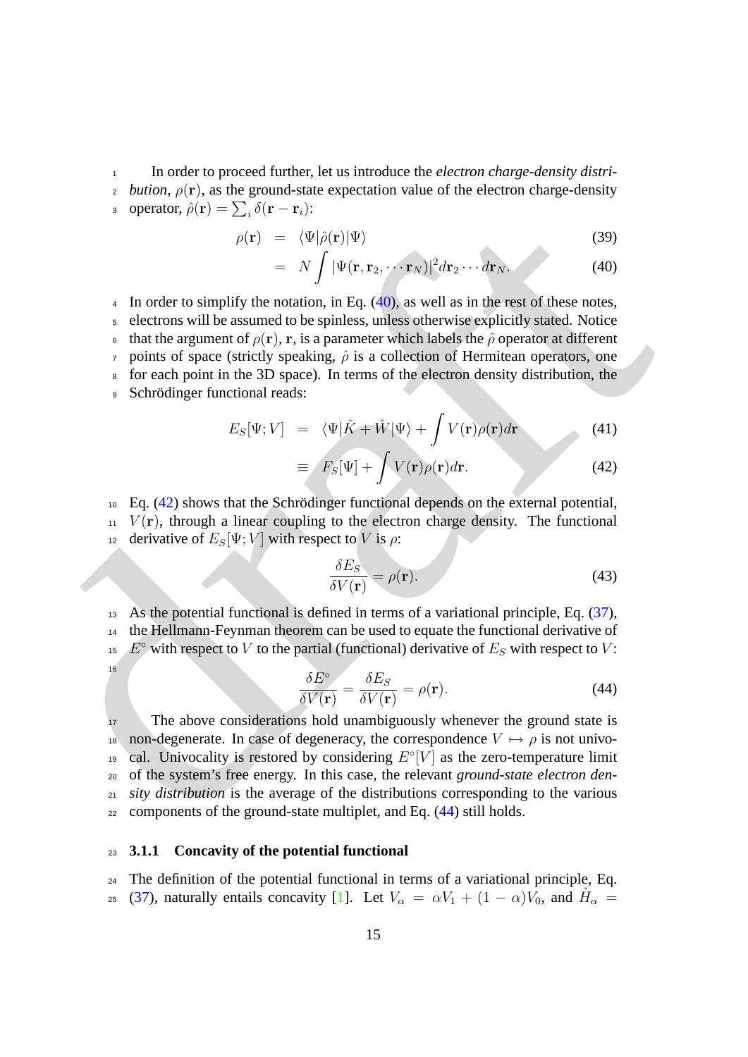In order to proceed further, let us introduce the *electron charge-density distribution*, $\rho(\mathbf{r})$, as the ground-state expectation value of the electron charge-density operator, $\hat{\rho}(\mathbf{r}) = \sum_i \delta(\mathbf{r} - \mathbf{r}_i)$:

$$\rho(\mathbf{r}) = \langle \Psi | \hat{\rho}(\mathbf{r}) | \Psi \rangle \tag{39}$$

$$= N \int |\Psi(\mathbf{r}, \mathbf{r}_2, \cdots \mathbf{r}_N)|^2 d\mathbf{r}_2 \cdots d\mathbf{r}_N. \tag{40}$$

In order to simplify the notation, in Eq. (40), as well as in the rest of these notes, electrons will be assumed to be spinless, unless otherwise explicitly stated. Notice that the argument of $\rho(\mathbf{r})$, $\mathbf{r}$, is a parameter which labels the $\hat{\rho}$ operator at different points of space (strictly speaking, $\hat{\rho}$ is a collection of Hermitean operators, one for each point in the 3D space). In terms of the electron density distribution, the Schrödinger functional reads:

$$E_S[\Psi; V] = \langle \Psi | \hat{K} + \hat{W} | \Psi \rangle + \int V(\mathbf{r}) \rho(\mathbf{r}) d\mathbf{r} \tag{41}$$

$$\equiv F_S[\Psi] + \int V(\mathbf{r}) \rho(\mathbf{r}) d\mathbf{r}. \tag{42}$$

Eq. (42) shows that the Schrödinger functional depends on the external potential, $V(\mathbf{r})$, through a linear coupling to the electron charge density. The functional derivative of $E_S[\Psi; V]$ with respect to $V$ is $\rho$:

$$\frac{\delta E_S}{\delta V(\mathbf{r})} = \rho(\mathbf{r}). \tag{43}$$

As the potential functional is defined in terms of a variational principle, Eq. (37), the Hellmann-Feynman theorem can be used to equate the functional derivative of $E^\circ$ with respect to $V$ to the partial (functional) derivative of $E_S$ with respect to $V$:

$$\frac{\delta E^\circ}{\delta V(\mathbf{r})} = \frac{\delta E_S}{\delta V(\mathbf{r})} = \rho(\mathbf{r}). \tag{44}$$

The above considerations hold unambiguously whenever the ground state is non-degenerate. In case of degeneracy, the correspondence $V \mapsto \rho$ is not univocal. Univocality is restored by considering $E^\circ[V]$ as the zero-temperature limit of the system's free energy. In this case, the relevant *ground-state electron density distribution* is the average of the distributions corresponding to the various components of the ground-state multiplet, and Eq. (44) still holds.

### 3.1.1 Concavity of the potential functional

The definition of the potential functional in terms of a variational principle, Eq. (37), naturally entails concavity [1]. Let $V_\alpha = \alpha V_1 + (1 - \alpha) V_0$, and $\hat{H}_\alpha =$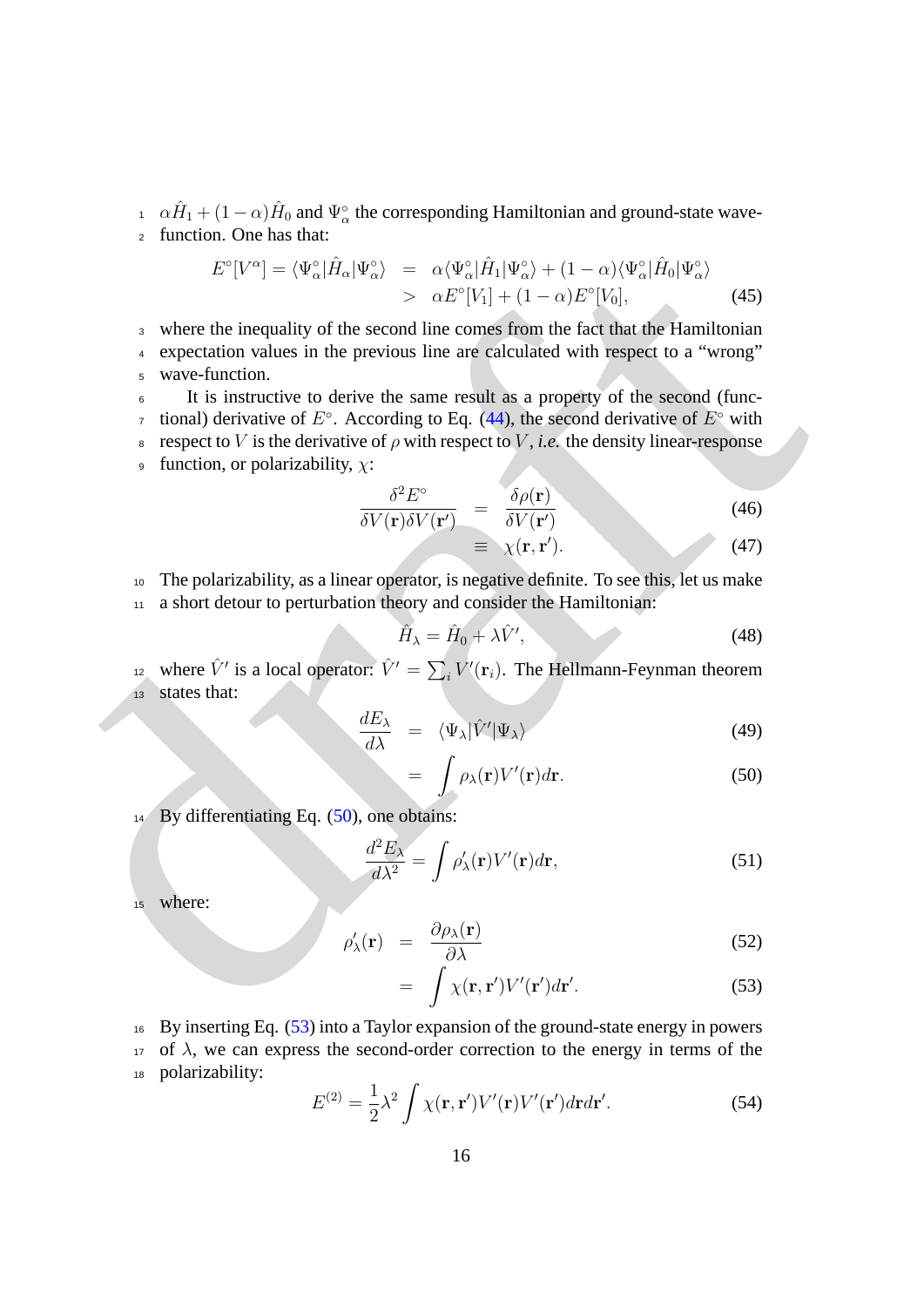$\alpha\hat{H}_1 + (1-\alpha)\hat{H}_0$ and $\Psi^\circ_\alpha$ the corresponding Hamiltonian and ground-state wave-function. One has that:

$$
\begin{aligned}
E^\circ[V^\alpha] = \langle\Psi^\circ_\alpha|\hat{H}_\alpha|\Psi^\circ_\alpha\rangle &= \alpha\langle\Psi^\circ_\alpha|\hat{H}_1|\Psi^\circ_\alpha\rangle + (1-\alpha)\langle\Psi^\circ_\alpha|\hat{H}_0|\Psi^\circ_\alpha\rangle \\
&> \alpha E^\circ[V_1] + (1-\alpha)E^\circ[V_0],
\end{aligned} \tag{45}
$$

where the inequality of the second line comes from the fact that the Hamiltonian expectation values in the previous line are calculated with respect to a "wrong" wave-function.

It is instructive to derive the same result as a property of the second (functional) derivative of $E^\circ$. According to Eq. (44), the second derivative of $E^\circ$ with respect to $V$ is the derivative of $\rho$ with respect to $V$, *i.e.* the density linear-response function, or polarizability, $\chi$:

$$
\frac{\delta^2 E^\circ}{\delta V(\mathbf{r})\delta V(\mathbf{r}')} = \frac{\delta\rho(\mathbf{r})}{\delta V(\mathbf{r}')} \tag{46}
$$

$$
\equiv \chi(\mathbf{r},\mathbf{r}'). \tag{47}
$$

The polarizability, as a linear operator, is negative definite. To see this, let us make a short detour to perturbation theory and consider the Hamiltonian:

$$
\hat{H}_\lambda = \hat{H}_0 + \lambda\hat{V}', \tag{48}
$$

where $\hat{V}'$ is a local operator: $\hat{V}' = \sum_i V'(\mathbf{r}_i)$. The Hellmann-Feynman theorem states that:

$$
\frac{dE_\lambda}{d\lambda} = \langle\Psi_\lambda|\hat{V}'|\Psi_\lambda\rangle \tag{49}
$$

$$
= \int \rho_\lambda(\mathbf{r})V'(\mathbf{r})d\mathbf{r}. \tag{50}
$$

By differentiating Eq. (50), one obtains:

$$
\frac{d^2E_\lambda}{d\lambda^2} = \int \rho'_\lambda(\mathbf{r})V'(\mathbf{r})d\mathbf{r}, \tag{51}
$$

where:

$$
\rho'_\lambda(\mathbf{r}) = \frac{\partial\rho_\lambda(\mathbf{r})}{\partial\lambda} \tag{52}
$$

$$
= \int \chi(\mathbf{r},\mathbf{r}')V'(\mathbf{r}')d\mathbf{r}'. \tag{53}
$$

By inserting Eq. (53) into a Taylor expansion of the ground-state energy in powers of $\lambda$, we can express the second-order correction to the energy in terms of the polarizability:

$$
E^{(2)} = \frac{1}{2}\lambda^2 \int \chi(\mathbf{r},\mathbf{r}')V'(\mathbf{r})V'(\mathbf{r}')d\mathbf{r}d\mathbf{r}'. \tag{54}
$$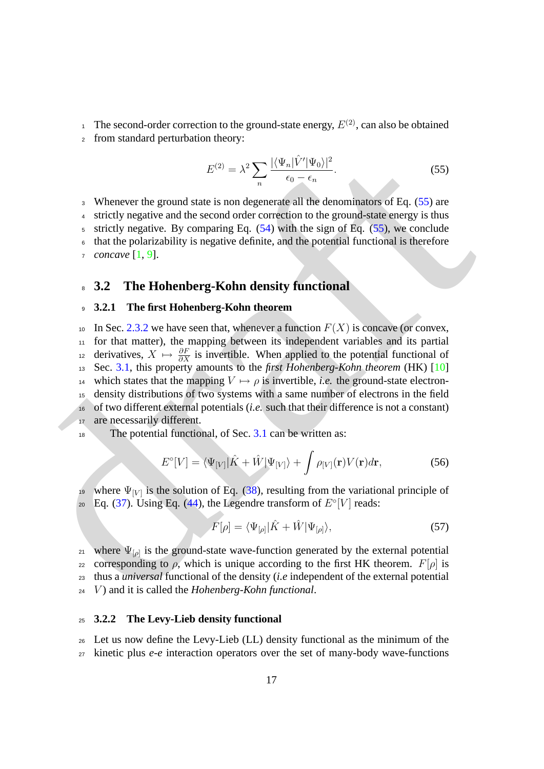The second-order correction to the ground-state energy, $E^{(2)}$, can also be obtained from standard perturbation theory:

$$E^{(2)} = \lambda^2 \sum_n \frac{|\langle \Psi_n | \hat{V}' | \Psi_0 \rangle|^2}{\epsilon_0 - \epsilon_n}. \tag{55}$$

Whenever the ground state is non degenerate all the denominators of Eq. (55) are strictly negative and the second order correction to the ground-state energy is thus strictly negative. By comparing Eq. (54) with the sign of Eq. (55), we conclude that the polarizability is negative definite, and the potential functional is therefore *concave* [1, 9].

## 3.2 The Hohenberg-Kohn density functional

### 3.2.1 The first Hohenberg-Kohn theorem

In Sec. 2.3.2 we have seen that, whenever a function $F(X)$ is concave (or convex, for that matter), the mapping between its independent variables and its partial derivatives, $X \mapsto \frac{\partial F}{\partial X}$ is invertible. When applied to the potential functional of Sec. 3.1, this property amounts to the *first Hohenberg-Kohn theorem* (HK) [10] which states that the mapping $V \mapsto \rho$ is invertible, *i.e.* the ground-state electron-density distributions of two systems with a same number of electrons in the field of two different external potentials (*i.e.* such that their difference is not a constant) are necessarily different.

The potential functional, of Sec. 3.1 can be written as:

$$E^\circ[V] = \langle \Psi_{[V]} | \hat{K} + \hat{W} | \Psi_{[V]} \rangle + \int \rho_{[V]}(\mathbf{r}) V(\mathbf{r}) d\mathbf{r}, \tag{56}$$

where $\Psi_{[V]}$ is the solution of Eq. (38), resulting from the variational principle of Eq. (37). Using Eq. (44), the Legendre transform of $E^\circ[V]$ reads:

$$F[\rho] = \langle \Psi_{[\rho]} | \hat{K} + \hat{W} | \Psi_{[\rho]} \rangle, \tag{57}$$

where $\Psi_{[\rho]}$ is the ground-state wave-function generated by the external potential corresponding to $\rho$, which is unique according to the first HK theorem. $F[\rho]$ is thus a *universal* functional of the density (*i.e* independent of the external potential $V$) and it is called the *Hohenberg-Kohn functional*.

### 3.2.2 The Levy-Lieb density functional

Let us now define the Levy-Lieb (LL) density functional as the minimum of the kinetic plus *e-e* interaction operators over the set of many-body wave-functions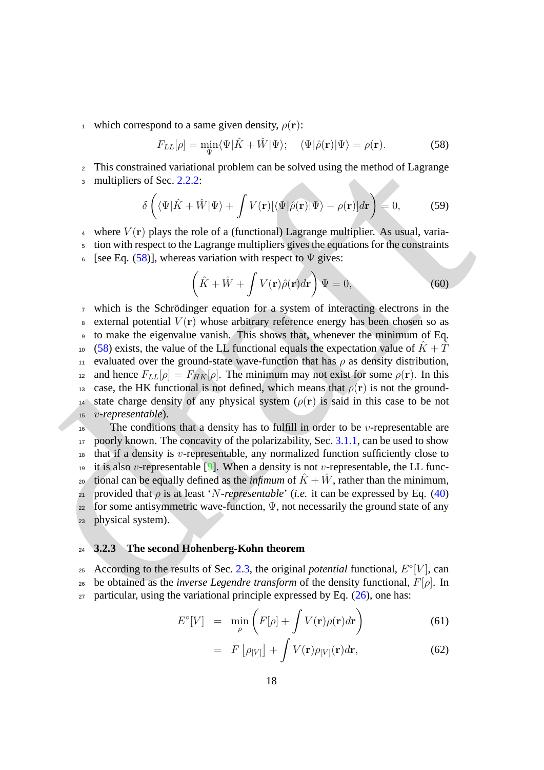which correspond to a same given density, $\rho(\mathbf{r})$:

$$F_{LL}[\rho] = \min_{\Psi}\langle\Psi|\hat{K}+\hat{W}|\Psi\rangle; \quad \langle\Psi|\hat{\rho}(\mathbf{r})|\Psi\rangle = \rho(\mathbf{r}). \tag{58}$$

This constrained variational problem can be solved using the method of Lagrange multipliers of Sec. 2.2.2:

$$\delta\left(\langle\Psi|\hat{K}+\hat{W}|\Psi\rangle + \int V(\mathbf{r})[\langle\Psi|\hat{\rho}(\mathbf{r})|\Psi\rangle - \rho(\mathbf{r})]d\mathbf{r}\right) = 0, \tag{59}$$

where $V(\mathbf{r})$ plays the role of a (functional) Lagrange multiplier. As usual, variation with respect to the Lagrange multipliers gives the equations for the constraints [see Eq. (58)], whereas variation with respect to $\Psi$ gives:

$$\left(\hat{K}+\hat{W}+\int V(\mathbf{r})\hat{\rho}(\mathbf{r})d\mathbf{r}\right)\Psi = 0, \tag{60}$$

which is the Schrödinger equation for a system of interacting electrons in the external potential $V(\mathbf{r})$ whose arbitrary reference energy has been chosen so as to make the eigenvalue vanish. This shows that, whenever the minimum of Eq. (58) exists, the value of the LL functional equals the expectation value of $\hat{K}+\hat{T}$ evaluated over the ground-state wave-function that has $\rho$ as density distribution, and hence $F_{LL}[\rho] = F_{HK}[\rho]$. The minimum may not exist for some $\rho(\mathbf{r})$. In this case, the HK functional is not defined, which means that $\rho(\mathbf{r})$ is not the ground-state charge density of any physical system ($\rho(\mathbf{r})$ is said in this case to be not *$v$-representable*).

The conditions that a density has to fulfill in order to be $v$-representable are poorly known. The concavity of the polarizability, Sec. 3.1.1, can be used to show that if a density is $v$-representable, any normalized function sufficiently close to it is also $v$-representable [9]. When a density is not $v$-representable, the LL functional can be equally defined as the *infimum* of $\hat{K}+\hat{W}$, rather than the minimum, provided that $\rho$ is at least '*$N$-representable*' (*i.e.* it can be expressed by Eq. (40) for some antisymmetric wave-function, $\Psi$, not necessarily the ground state of any physical system).

### 3.2.3 The second Hohenberg-Kohn theorem

According to the results of Sec. 2.3, the original *potential* functional, $E^\circ[V]$, can be obtained as the *inverse Legendre transform* of the density functional, $F[\rho]$. In particular, using the variational principle expressed by Eq. (26), one has:

$$E^\circ[V] = \min_{\rho}\left(F[\rho] + \int V(\mathbf{r})\rho(\mathbf{r})d\mathbf{r}\right) \tag{61}$$

$$= F\left[\rho_{[V]}\right] + \int V(\mathbf{r})\rho_{[V]}(\mathbf{r})d\mathbf{r}, \tag{62}$$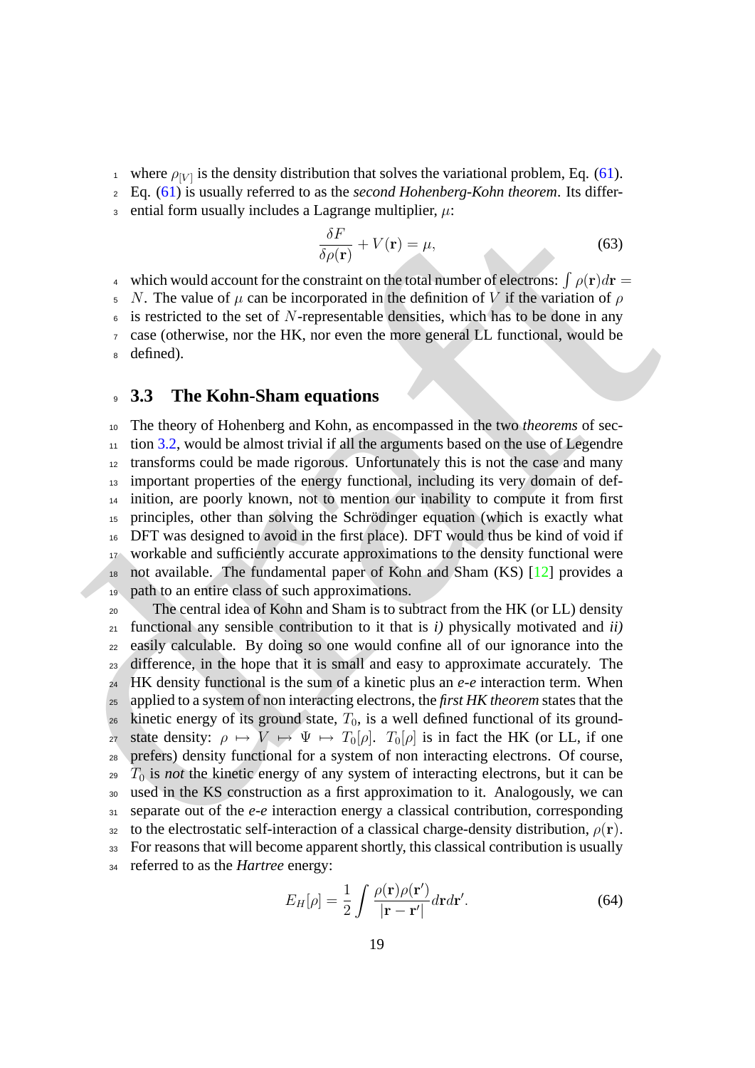where $\rho_{[V]}$ is the density distribution that solves the variational problem, Eq. (61). Eq. (61) is usually referred to as the *second Hohenberg-Kohn theorem*. Its differential form usually includes a Lagrange multiplier, $\mu$:

$$\frac{\delta F}{\delta \rho(\mathbf{r})} + V(\mathbf{r}) = \mu, \tag{63}$$

which would account for the constraint on the total number of electrons: $\int \rho(\mathbf{r}) d\mathbf{r} = N$. The value of $\mu$ can be incorporated in the definition of $V$ if the variation of $\rho$ is restricted to the set of $N$-representable densities, which has to be done in any case (otherwise, nor the HK, nor even the more general LL functional, would be defined).

## 3.3 The Kohn-Sham equations

The theory of Hohenberg and Kohn, as encompassed in the two *theorems* of section 3.2, would be almost trivial if all the arguments based on the use of Legendre transforms could be made rigorous. Unfortunately this is not the case and many important properties of the energy functional, including its very domain of definition, are poorly known, not to mention our inability to compute it from first principles, other than solving the Schrödinger equation (which is exactly what DFT was designed to avoid in the first place). DFT would thus be kind of void if workable and sufficiently accurate approximations to the density functional were not available. The fundamental paper of Kohn and Sham (KS) [12] provides a path to an entire class of such approximations.

The central idea of Kohn and Sham is to subtract from the HK (or LL) density functional any sensible contribution to it that is *i)* physically motivated and *ii)* easily calculable. By doing so one would confine all of our ignorance into the difference, in the hope that it is small and easy to approximate accurately. The HK density functional is the sum of a kinetic plus an *e-e* interaction term. When applied to a system of non interacting electrons, the *first HK theorem* states that the kinetic energy of its ground state, $T_0$, is a well defined functional of its ground-state density: $\rho \mapsto V \mapsto \Psi \mapsto T_0[\rho]$. $T_0[\rho]$ is in fact the HK (or LL, if one prefers) density functional for a system of non interacting electrons. Of course, $T_0$ is *not* the kinetic energy of any system of interacting electrons, but it can be used in the KS construction as a first approximation to it. Analogously, we can separate out of the *e-e* interaction energy a classical contribution, corresponding to the electrostatic self-interaction of a classical charge-density distribution, $\rho(\mathbf{r})$. For reasons that will become apparent shortly, this classical contribution is usually referred to as the *Hartree* energy:

$$E_H[\rho] = \frac{1}{2} \int \frac{\rho(\mathbf{r})\rho(\mathbf{r}')}{|\mathbf{r} - \mathbf{r}'|} d\mathbf{r} d\mathbf{r}'. \tag{64}$$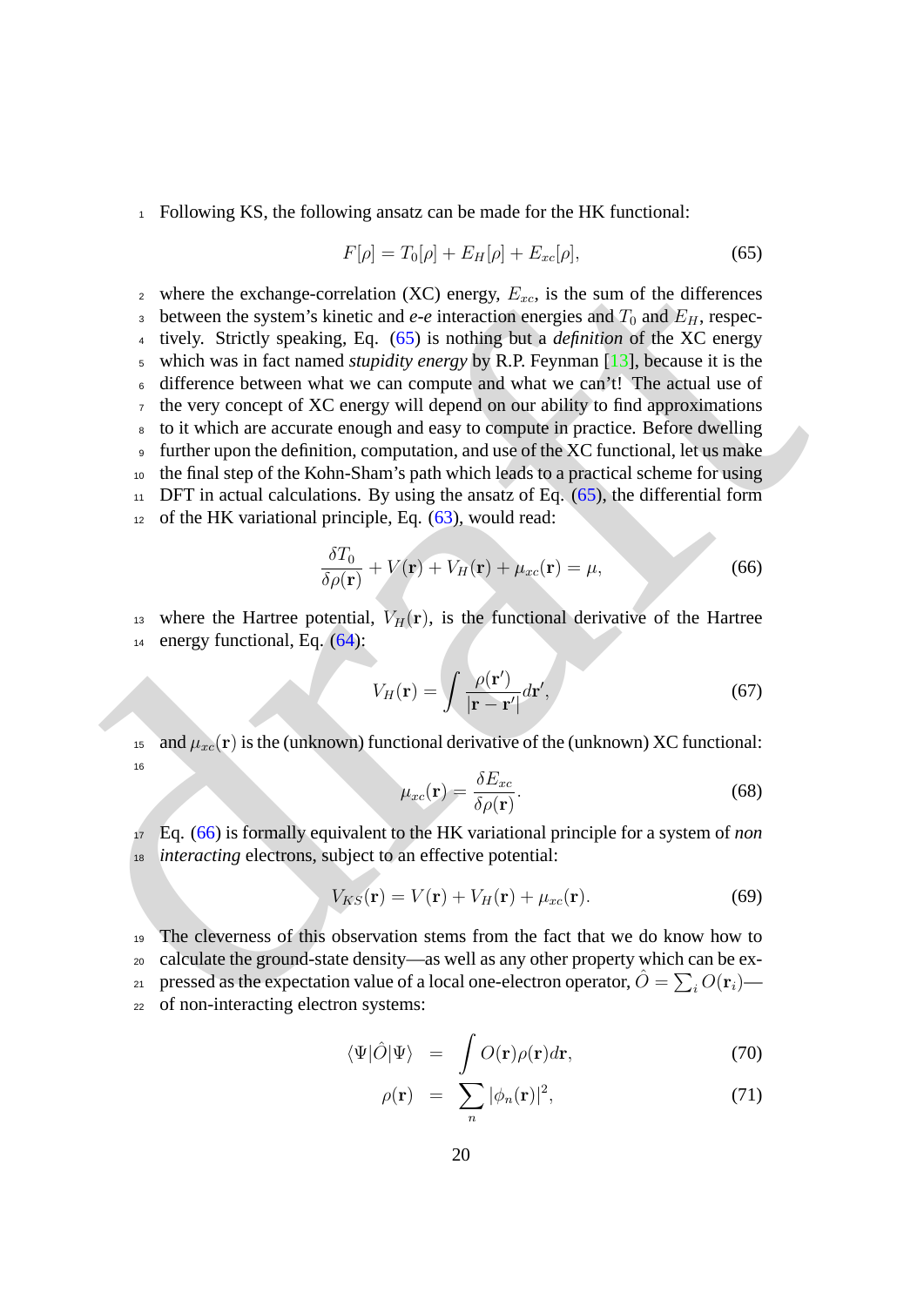Following KS, the following ansatz can be made for the HK functional:

$$F[\rho] = T_0[\rho] + E_H[\rho] + E_{xc}[\rho], \tag{65}$$

where the exchange-correlation (XC) energy, $E_{xc}$, is the sum of the differences between the system's kinetic and *e-e* interaction energies and $T_0$ and $E_H$, respectively. Strictly speaking, Eq. (65) is nothing but a *definition* of the XC energy which was in fact named *stupidity energy* by R.P. Feynman [13], because it is the difference between what we can compute and what we can't! The actual use of the very concept of XC energy will depend on our ability to find approximations to it which are accurate enough and easy to compute in practice. Before dwelling further upon the definition, computation, and use of the XC functional, let us make the final step of the Kohn-Sham's path which leads to a practical scheme for using DFT in actual calculations. By using the ansatz of Eq. (65), the differential form of the HK variational principle, Eq. (63), would read:

$$\frac{\delta T_0}{\delta \rho(\mathbf{r})} + V(\mathbf{r}) + V_H(\mathbf{r}) + \mu_{xc}(\mathbf{r}) = \mu, \tag{66}$$

where the Hartree potential, $V_H(\mathbf{r})$, is the functional derivative of the Hartree energy functional, Eq. (64):

$$V_H(\mathbf{r}) = \int \frac{\rho(\mathbf{r}')}{|\mathbf{r} - \mathbf{r}'|} d\mathbf{r}', \tag{67}$$

and $\mu_{xc}(\mathbf{r})$ is the (unknown) functional derivative of the (unknown) XC functional:

$$\mu_{xc}(\mathbf{r}) = \frac{\delta E_{xc}}{\delta \rho(\mathbf{r})}. \tag{68}$$

Eq. (66) is formally equivalent to the HK variational principle for a system of *non interacting* electrons, subject to an effective potential:

$$V_{KS}(\mathbf{r}) = V(\mathbf{r}) + V_H(\mathbf{r}) + \mu_{xc}(\mathbf{r}). \tag{69}$$

The cleverness of this observation stems from the fact that we do know how to calculate the ground-state density—as well as any other property which can be expressed as the expectation value of a local one-electron operator, $\hat{O} = \sum_i O(\mathbf{r}_i)$— of non-interacting electron systems:

$$\langle \Psi | \hat{O} | \Psi \rangle = \int O(\mathbf{r}) \rho(\mathbf{r}) d\mathbf{r}, \tag{70}$$

$$\rho(\mathbf{r}) = \sum_n |\phi_n(\mathbf{r})|^2, \tag{71}$$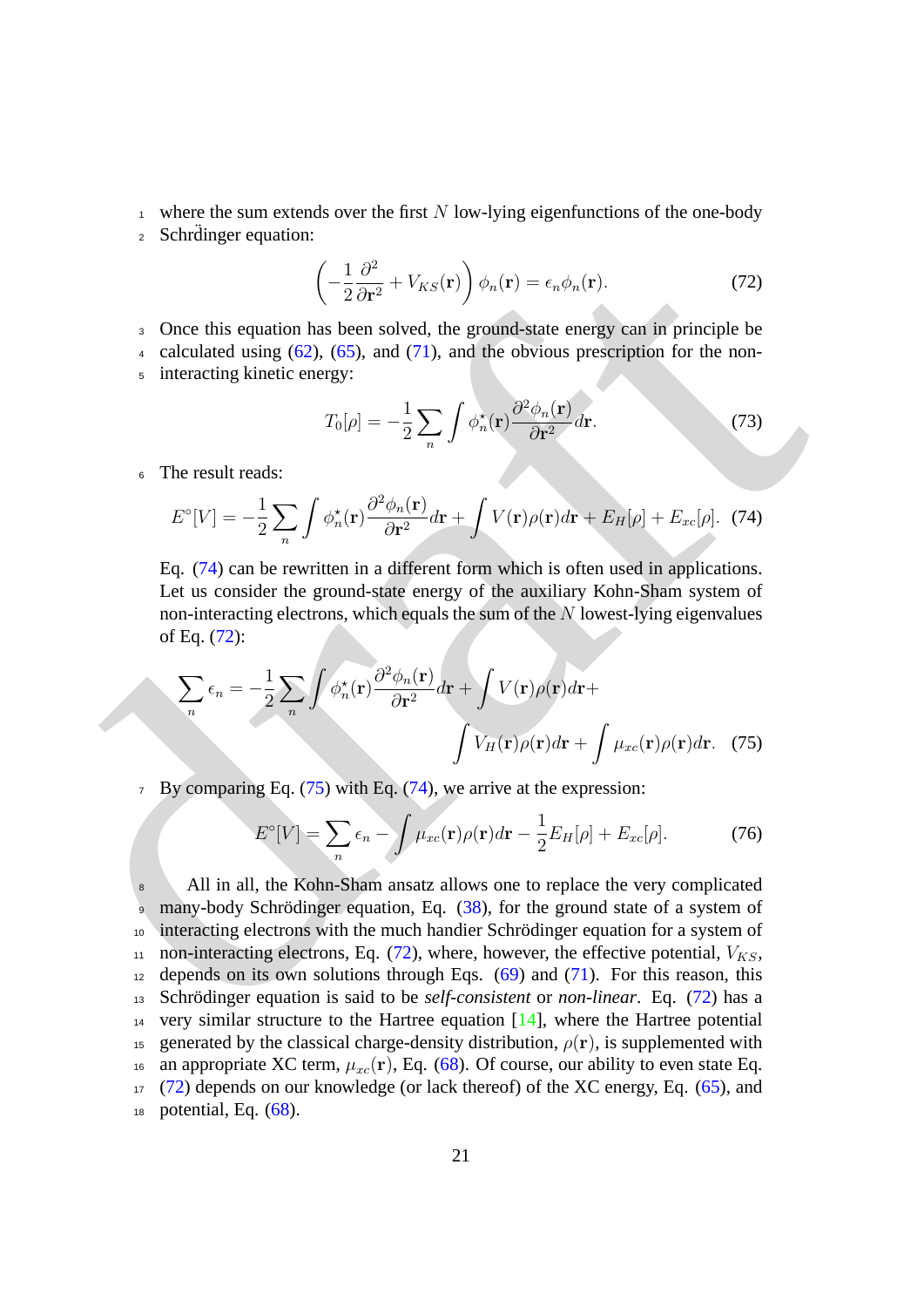where the sum extends over the first $N$ low-lying eigenfunctions of the one-body Schrd̈inger equation:

$$\left(-\frac{1}{2}\frac{\partial^2}{\partial \mathbf{r}^2} + V_{KS}(\mathbf{r})\right)\phi_n(\mathbf{r}) = \epsilon_n \phi_n(\mathbf{r}). \tag{72}$$

Once this equation has been solved, the ground-state energy can in principle be calculated using (62), (65), and (71), and the obvious prescription for the non-interacting kinetic energy:

$$T_0[\rho] = -\frac{1}{2}\sum_n \int \phi_n^\star(\mathbf{r})\frac{\partial^2 \phi_n(\mathbf{r})}{\partial \mathbf{r}^2} d\mathbf{r}. \tag{73}$$

The result reads:

$$E^\circ[V] = -\frac{1}{2}\sum_n \int \phi_n^\star(\mathbf{r})\frac{\partial^2 \phi_n(\mathbf{r})}{\partial \mathbf{r}^2} d\mathbf{r} + \int V(\mathbf{r})\rho(\mathbf{r})d\mathbf{r} + E_H[\rho] + E_{xc}[\rho]. \tag{74}$$

Eq. (74) can be rewritten in a different form which is often used in applications. Let us consider the ground-state energy of the auxiliary Kohn-Sham system of non-interacting electrons, which equals the sum of the $N$ lowest-lying eigenvalues of Eq. (72):

$$\sum_n \epsilon_n = -\frac{1}{2}\sum_n \int \phi_n^\star(\mathbf{r})\frac{\partial^2 \phi_n(\mathbf{r})}{\partial \mathbf{r}^2} d\mathbf{r} + \int V(\mathbf{r})\rho(\mathbf{r})d\mathbf{r} + \int V_H(\mathbf{r})\rho(\mathbf{r})d\mathbf{r} + \int \mu_{xc}(\mathbf{r})\rho(\mathbf{r})d\mathbf{r}. \tag{75}$$

By comparing Eq. (75) with Eq. (74), we arrive at the expression:

$$E^\circ[V] = \sum_n \epsilon_n - \int \mu_{xc}(\mathbf{r})\rho(\mathbf{r})d\mathbf{r} - \frac{1}{2}E_H[\rho] + E_{xc}[\rho]. \tag{76}$$

All in all, the Kohn-Sham ansatz allows one to replace the very complicated many-body Schrödinger equation, Eq. (38), for the ground state of a system of interacting electrons with the much handier Schrödinger equation for a system of non-interacting electrons, Eq. (72), where, however, the effective potential, $V_{KS}$, depends on its own solutions through Eqs. (69) and (71). For this reason, this Schrödinger equation is said to be *self-consistent* or *non-linear*. Eq. (72) has a very similar structure to the Hartree equation [14], where the Hartree potential generated by the classical charge-density distribution, $\rho(\mathbf{r})$, is supplemented with an appropriate XC term, $\mu_{xc}(\mathbf{r})$, Eq. (68). Of course, our ability to even state Eq. (72) depends on our knowledge (or lack thereof) of the XC energy, Eq. (65), and potential, Eq. (68).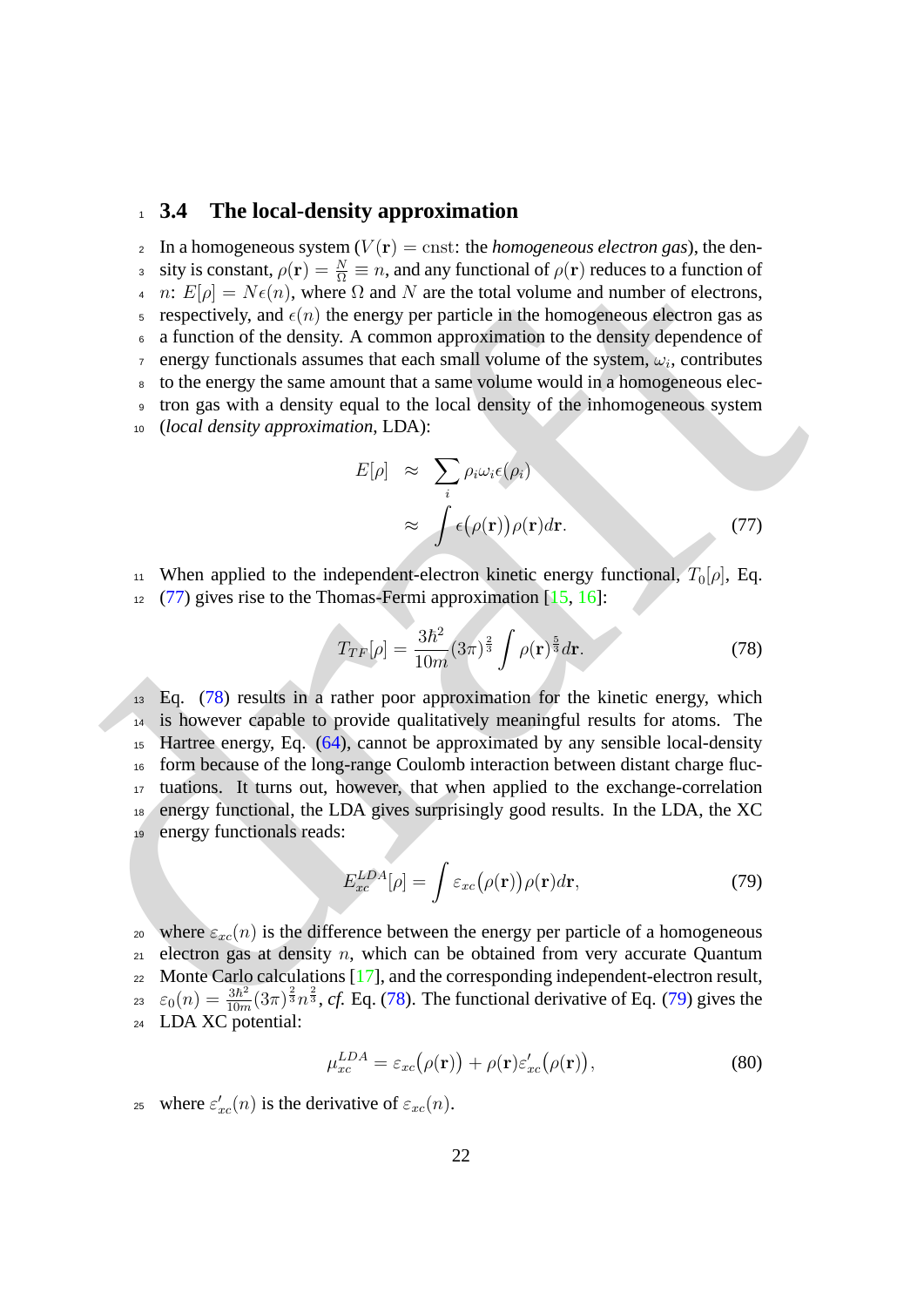### 3.4 The local-density approximation

In a homogeneous system ($V(\mathbf{r}) = \mathrm{cnst}$: the *homogeneous electron gas*), the density is constant, $\rho(\mathbf{r}) = \frac{N}{\Omega} \equiv n$, and any functional of $\rho(\mathbf{r})$ reduces to a function of $n$: $E[\rho] = N\epsilon(n)$, where $\Omega$ and $N$ are the total volume and number of electrons, respectively, and $\epsilon(n)$ the energy per particle in the homogeneous electron gas as a function of the density. A common approximation to the density dependence of energy functionals assumes that each small volume of the system, $\omega_i$, contributes to the energy the same amount that a same volume would in a homogeneous electron gas with a density equal to the local density of the inhomogeneous system (*local density approximation*, LDA):

$$
\begin{aligned}
E[\rho] &\approx \sum_i \rho_i \omega_i \epsilon(\rho_i) \\
&\approx \int \epsilon\big(\rho(\mathbf{r})\big)\rho(\mathbf{r})d\mathbf{r}.
\end{aligned} \tag{77}
$$

When applied to the independent-electron kinetic energy functional, $T_0[\rho]$, Eq. (77) gives rise to the Thomas-Fermi approximation [15, 16]:

$$
T_{TF}[\rho] = \frac{3\hbar^2}{10m}(3\pi)^{\frac{2}{3}} \int \rho(\mathbf{r})^{\frac{5}{3}} d\mathbf{r}. \tag{78}
$$

Eq. (78) results in a rather poor approximation for the kinetic energy, which is however capable to provide qualitatively meaningful results for atoms. The Hartree energy, Eq. (64), cannot be approximated by any sensible local-density form because of the long-range Coulomb interaction between distant charge fluctuations. It turns out, however, that when applied to the exchange-correlation energy functional, the LDA gives surprisingly good results. In the LDA, the XC energy functionals reads:

$$
E_{xc}^{LDA}[\rho] = \int \varepsilon_{xc}\big(\rho(\mathbf{r})\big)\rho(\mathbf{r})d\mathbf{r}, \tag{79}
$$

where $\varepsilon_{xc}(n)$ is the difference between the energy per particle of a homogeneous electron gas at density $n$, which can be obtained from very accurate Quantum Monte Carlo calculations [17], and the corresponding independent-electron result, $\varepsilon_0(n) = \frac{3\hbar^2}{10m}(3\pi)^{\frac{2}{3}} n^{\frac{2}{3}}$, *cf.* Eq. (78). The functional derivative of Eq. (79) gives the LDA XC potential:

$$
\mu_{xc}^{LDA} = \varepsilon_{xc}\big(\rho(\mathbf{r})\big) + \rho(\mathbf{r})\varepsilon'_{xc}\big(\rho(\mathbf{r})\big), \tag{80}
$$

where $\varepsilon'_{xc}(n)$ is the derivative of $\varepsilon_{xc}(n)$.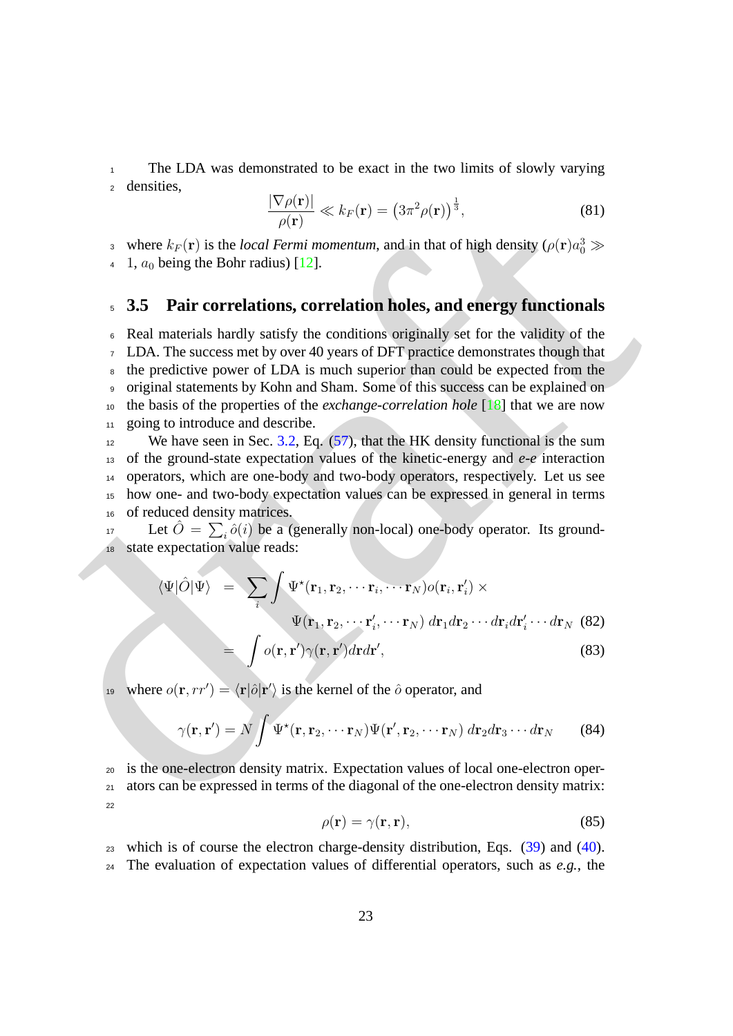The LDA was demonstrated to be exact in the two limits of slowly varying densities,

$$\frac{|\nabla\rho(\mathbf{r})|}{\rho(\mathbf{r})} \ll k_F(\mathbf{r}) = \left(3\pi^2\rho(\mathbf{r})\right)^{\frac{1}{3}}, \tag{81}$$

where $k_F(\mathbf{r})$ is the *local Fermi momentum*, and in that of high density ($\rho(\mathbf{r})a_0^3 \gg 1$, $a_0$ being the Bohr radius) [12].

### 3.5 Pair correlations, correlation holes, and energy functionals

Real materials hardly satisfy the conditions originally set for the validity of the LDA. The success met by over 40 years of DFT practice demonstrates though that the predictive power of LDA is much superior than could be expected from the original statements by Kohn and Sham. Some of this success can be explained on the basis of the properties of the *exchange-correlation hole* [18] that we are now going to introduce and describe.

We have seen in Sec. 3.2, Eq. (57), that the HK density functional is the sum of the ground-state expectation values of the kinetic-energy and *e-e* interaction operators, which are one-body and two-body operators, respectively. Let us see how one- and two-body expectation values can be expressed in general in terms of reduced density matrices.

Let $\hat{O} = \sum_i \hat{o}(i)$ be a (generally non-local) one-body operator. Its ground-state expectation value reads:

$$\begin{aligned}
\langle\Psi|\hat{O}|\Psi\rangle &= \sum_i \int \Psi^\star(\mathbf{r}_1, \mathbf{r}_2, \cdots \mathbf{r}_i, \cdots \mathbf{r}_N) o(\mathbf{r}_i, \mathbf{r}_i') \times \\
&\qquad \Psi(\mathbf{r}_1, \mathbf{r}_2, \cdots \mathbf{r}_i', \cdots \mathbf{r}_N)\, d\mathbf{r}_1 d\mathbf{r}_2 \cdots d\mathbf{r}_i d\mathbf{r}_i' \cdots d\mathbf{r}_N \quad (82) \\
&= \int o(\mathbf{r}, \mathbf{r}')\gamma(\mathbf{r}, \mathbf{r}') d\mathbf{r} d\mathbf{r}', \quad (83)
\end{aligned}$$

where $o(\mathbf{r}, rr') = \langle\mathbf{r}|\hat{o}|\mathbf{r}'\rangle$ is the kernel of the $\hat{o}$ operator, and

$$\gamma(\mathbf{r}, \mathbf{r}') = N \int \Psi^\star(\mathbf{r}, \mathbf{r}_2, \cdots \mathbf{r}_N)\Psi(\mathbf{r}', \mathbf{r}_2, \cdots \mathbf{r}_N)\, d\mathbf{r}_2 d\mathbf{r}_3 \cdots d\mathbf{r}_N \tag{84}$$

is the one-electron density matrix. Expectation values of local one-electron operators can be expressed in terms of the diagonal of the one-electron density matrix:

$$\rho(\mathbf{r}) = \gamma(\mathbf{r}, \mathbf{r}), \tag{85}$$

which is of course the electron charge-density distribution, Eqs. (39) and (40). The evaluation of expectation values of differential operators, such as *e.g.*, the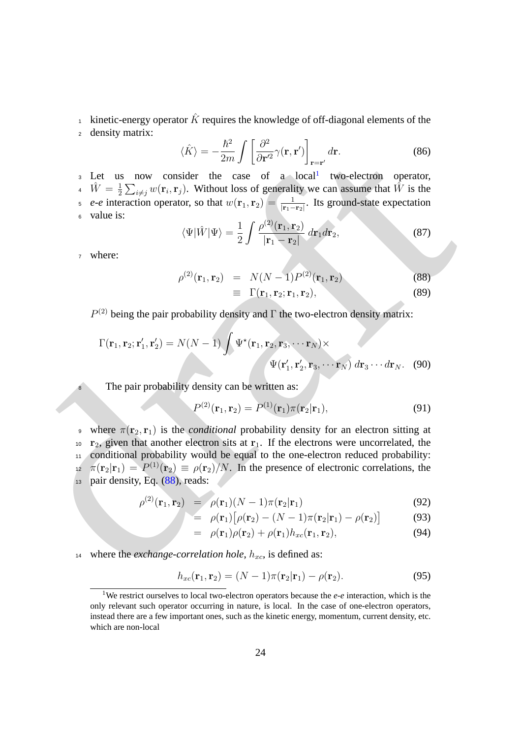kinetic-energy operator $\hat{K}$ requires the knowledge of off-diagonal elements of the density matrix:

$$\langle \hat{K} \rangle = -\frac{\hbar^2}{2m} \int \left[ \frac{\partial^2}{\partial \mathbf{r}'^2} \gamma(\mathbf{r}, \mathbf{r}') \right]_{\mathbf{r}=\mathbf{r}'} d\mathbf{r}. \tag{86}$$

Let us now consider the case of a local[1] two-electron operator, $\hat{W} = \frac{1}{2} \sum_{i \neq j} w(\mathbf{r}_i, \mathbf{r}_j)$. Without loss of generality we can assume that $\hat{W}$ is the *e-e* interaction operator, so that $w(\mathbf{r}_1, \mathbf{r}_2) = \frac{1}{|\mathbf{r}_1 - \mathbf{r}_2|}$. Its ground-state expectation value is:

$$\langle \Psi | \hat{W} | \Psi \rangle = \frac{1}{2} \int \frac{\rho^{(2)}(\mathbf{r}_1, \mathbf{r}_2)}{|\mathbf{r}_1 - \mathbf{r}_2|} \, d\mathbf{r}_1 d\mathbf{r}_2, \tag{87}$$

where:

$$\rho^{(2)}(\mathbf{r}_1, \mathbf{r}_2) = N(N-1) P^{(2)}(\mathbf{r}_1, \mathbf{r}_2) \tag{88}$$

$$\equiv \Gamma(\mathbf{r}_1, \mathbf{r}_2; \mathbf{r}_1, \mathbf{r}_2), \tag{89}$$

$P^{(2)}$ being the pair probability density and $\Gamma$ the two-electron density matrix:

$$\Gamma(\mathbf{r}_1, \mathbf{r}_2; \mathbf{r}_1', \mathbf{r}_2') = N(N-1) \int \Psi^\star(\mathbf{r}_1, \mathbf{r}_2, \mathbf{r}_3, \cdots \mathbf{r}_N) \times \Psi(\mathbf{r}_1', \mathbf{r}_2', \mathbf{r}_3, \cdots \mathbf{r}_N) \, d\mathbf{r}_3 \cdots d\mathbf{r}_N. \tag{90}$$

The pair probability density can be written as:

$$P^{(2)}(\mathbf{r}_1, \mathbf{r}_2) = P^{(1)}(\mathbf{r}_1) \pi(\mathbf{r}_2 | \mathbf{r}_1), \tag{91}$$

where $\pi(\mathbf{r}_2, \mathbf{r}_1)$ is the *conditional* probability density for an electron sitting at $\mathbf{r}_2$, given that another electron sits at $\mathbf{r}_1$. If the electrons were uncorrelated, the conditional probability would be equal to the one-electron reduced probability: $\pi(\mathbf{r}_2 | \mathbf{r}_1) = P^{(1)}(\mathbf{r}_2) \equiv \rho(\mathbf{r}_2)/N$. In the presence of electronic correlations, the pair density, Eq. (88), reads:

$$\rho^{(2)}(\mathbf{r}_1, \mathbf{r}_2) = \rho(\mathbf{r}_1)(N-1)\pi(\mathbf{r}_2 | \mathbf{r}_1) \tag{92}$$

$$= \rho(\mathbf{r}_1)\big[\rho(\mathbf{r}_2) - (N-1)\pi(\mathbf{r}_2 | \mathbf{r}_1) - \rho(\mathbf{r}_2)\big] \tag{93}$$

$$= \rho(\mathbf{r}_1)\rho(\mathbf{r}_2) + \rho(\mathbf{r}_1) h_{xc}(\mathbf{r}_1, \mathbf{r}_2), \tag{94}$$

where the *exchange-correlation hole*, $h_{xc}$, is defined as:

$$h_{xc}(\mathbf{r}_1, \mathbf{r}_2) = (N-1)\pi(\mathbf{r}_2 | \mathbf{r}_1) - \rho(\mathbf{r}_2). \tag{95}$$

[1] We restrict ourselves to local two-electron operators because the *e-e* interaction, which is the only relevant such operator occurring in nature, is local. In the case of one-electron operators, instead there are a few important ones, such as the kinetic energy, momentum, current density, etc. which are non-local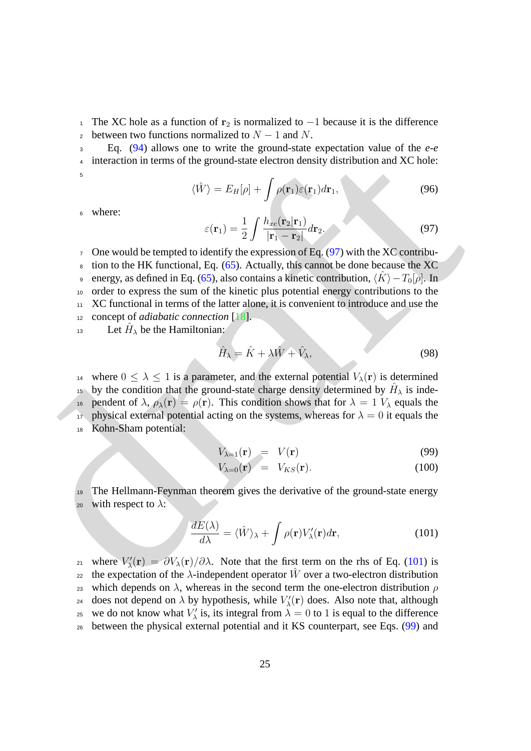The XC hole as a function of $\mathbf{r}_2$ is normalized to $-1$ because it is the difference between two functions normalized to $N-1$ and $N$.

Eq. (94) allows one to write the ground-state expectation value of the *e-e* interaction in terms of the ground-state electron density distribution and XC hole:

$$\langle \hat{W} \rangle = E_H[\rho] + \int \rho(\mathbf{r}_1)\varepsilon(\mathbf{r}_1) d\mathbf{r}_1, \tag{96}$$

where:

$$\varepsilon(\mathbf{r}_1) = \frac{1}{2} \int \frac{h_{xc}(\mathbf{r}_2|\mathbf{r}_1)}{|\mathbf{r}_1 - \mathbf{r}_2|} d\mathbf{r}_2. \tag{97}$$

One would be tempted to identify the expression of Eq. (97) with the XC contribution to the HK functional, Eq. (65). Actually, this cannot be done because the XC energy, as defined in Eq. (65), also contains a kinetic contribution, $\langle \hat{K} \rangle - T_0[\rho]$. In order to express the sum of the kinetic plus potential energy contributions to the XC functional in terms of the latter alone, it is convenient to introduce and use the concept of *adiabatic connection* [18].

Let $\hat{H}_\lambda$ be the Hamiltonian:

$$\hat{H}_\lambda = \hat{K} + \lambda \hat{W} + \hat{V}_\lambda, \tag{98}$$

where $0 \leq \lambda \leq 1$ is a parameter, and the external potential $V_\lambda(\mathbf{r})$ is determined by the condition that the ground-state charge density determined by $\hat{H}_\lambda$ is independent of $\lambda$, $\rho_\lambda(\mathbf{r}) = \rho(\mathbf{r})$. This condition shows that for $\lambda = 1$ $V_\lambda$ equals the physical external potential acting on the systems, whereas for $\lambda = 0$ it equals the Kohn-Sham potential:

$$V_{\lambda=1}(\mathbf{r}) = V(\mathbf{r}) \tag{99}$$

$$V_{\lambda=0}(\mathbf{r}) = V_{KS}(\mathbf{r}). \tag{100}$$

The Hellmann-Feynman theorem gives the derivative of the ground-state energy with respect to $\lambda$:

$$\frac{dE(\lambda)}{d\lambda} = \langle \hat{W} \rangle_\lambda + \int \rho(\mathbf{r}) V'_\lambda(\mathbf{r}) d\mathbf{r}, \tag{101}$$

where $V'_\lambda(\mathbf{r}) = \partial V_\lambda(\mathbf{r})/\partial\lambda$. Note that the first term on the rhs of Eq. (101) is the expectation of the $\lambda$-independent operator $\hat{W}$ over a two-electron distribution which depends on $\lambda$, whereas in the second term the one-electron distribution $\rho$ does not depend on $\lambda$ by hypothesis, while $V'_\lambda(\mathbf{r})$ does. Also note that, although we do not know what $V'_\lambda$ is, its integral from $\lambda = 0$ to $1$ is equal to the difference between the physical external potential and it KS counterpart, see Eqs. (99) and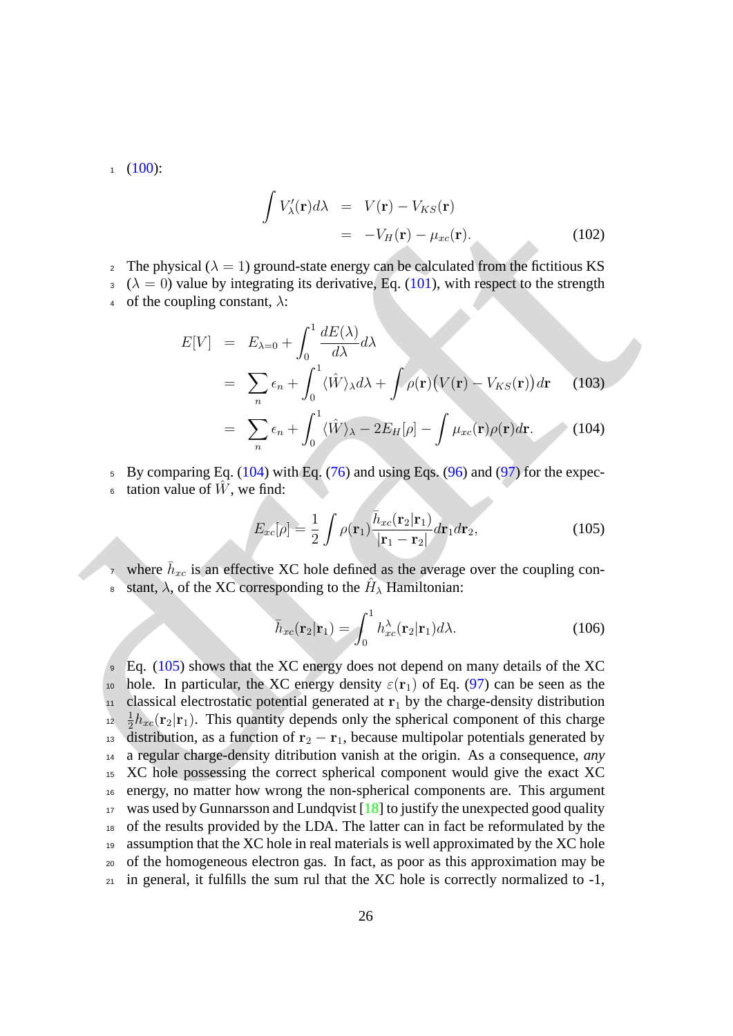(100):

$$
\begin{aligned}
\int V'_\lambda(\mathbf{r})d\lambda &= V(\mathbf{r}) - V_{KS}(\mathbf{r}) \\
&= -V_H(\mathbf{r}) - \mu_{xc}(\mathbf{r}).
\end{aligned} \tag{102}
$$

The physical ($\lambda = 1$) ground-state energy can be calculated from the fictitious KS ($\lambda = 0$) value by integrating its derivative, Eq. (101), with respect to the strength of the coupling constant, $\lambda$:

$$
\begin{aligned}
E[V] &= E_{\lambda=0} + \int_0^1 \frac{dE(\lambda)}{d\lambda} d\lambda \\
&= \sum_n \epsilon_n + \int_0^1 \langle \hat{W} \rangle_\lambda d\lambda + \int \rho(\mathbf{r}) \big( V(\mathbf{r}) - V_{KS}(\mathbf{r}) \big) d\mathbf{r} \qquad (103) \\
&= \sum_n \epsilon_n + \int_0^1 \langle \hat{W} \rangle_\lambda - 2E_H[\rho] - \int \mu_{xc}(\mathbf{r}) \rho(\mathbf{r}) d\mathbf{r}. \qquad (104)
\end{aligned}
$$

By comparing Eq. (104) with Eq. (76) and using Eqs. (96) and (97) for the expectation value of $\hat{W}$, we find:

$$
E_{xc}[\rho] = \frac{1}{2} \int \rho(\mathbf{r}_1) \frac{\bar{h}_{xc}(\mathbf{r}_2|\mathbf{r}_1)}{|\mathbf{r}_1 - \mathbf{r}_2|} d\mathbf{r}_1 d\mathbf{r}_2, \tag{105}
$$

where $\bar{h}_{xc}$ is an effective XC hole defined as the average over the coupling constant, $\lambda$, of the XC corresponding to the $\hat{H}_\lambda$ Hamiltonian:

$$
\bar{h}_{xc}(\mathbf{r}_2|\mathbf{r}_1) = \int_0^1 h_{xc}^\lambda(\mathbf{r}_2|\mathbf{r}_1) d\lambda. \tag{106}
$$

Eq. (105) shows that the XC energy does not depend on many details of the XC hole. In particular, the XC energy density $\varepsilon(\mathbf{r}_1)$ of Eq. (97) can be seen as the classical electrostatic potential generated at $\mathbf{r}_1$ by the charge-density distribution $\frac{1}{2}h_{xc}(\mathbf{r}_2|\mathbf{r}_1)$. This quantity depends only the spherical component of this charge distribution, as a function of $\mathbf{r}_2 - \mathbf{r}_1$, because multipolar potentials generated by a regular charge-density ditribution vanish at the origin. As a consequence, *any* XC hole possessing the correct spherical component would give the exact XC energy, no matter how wrong the non-spherical components are. This argument was used by Gunnarsson and Lundqvist [18] to justify the unexpected good quality of the results provided by the LDA. The latter can in fact be reformulated by the assumption that the XC hole in real materials is well approximated by the XC hole of the homogeneous electron gas. In fact, as poor as this approximation may be in general, it fulfills the sum rul that the XC hole is correctly normalized to -1,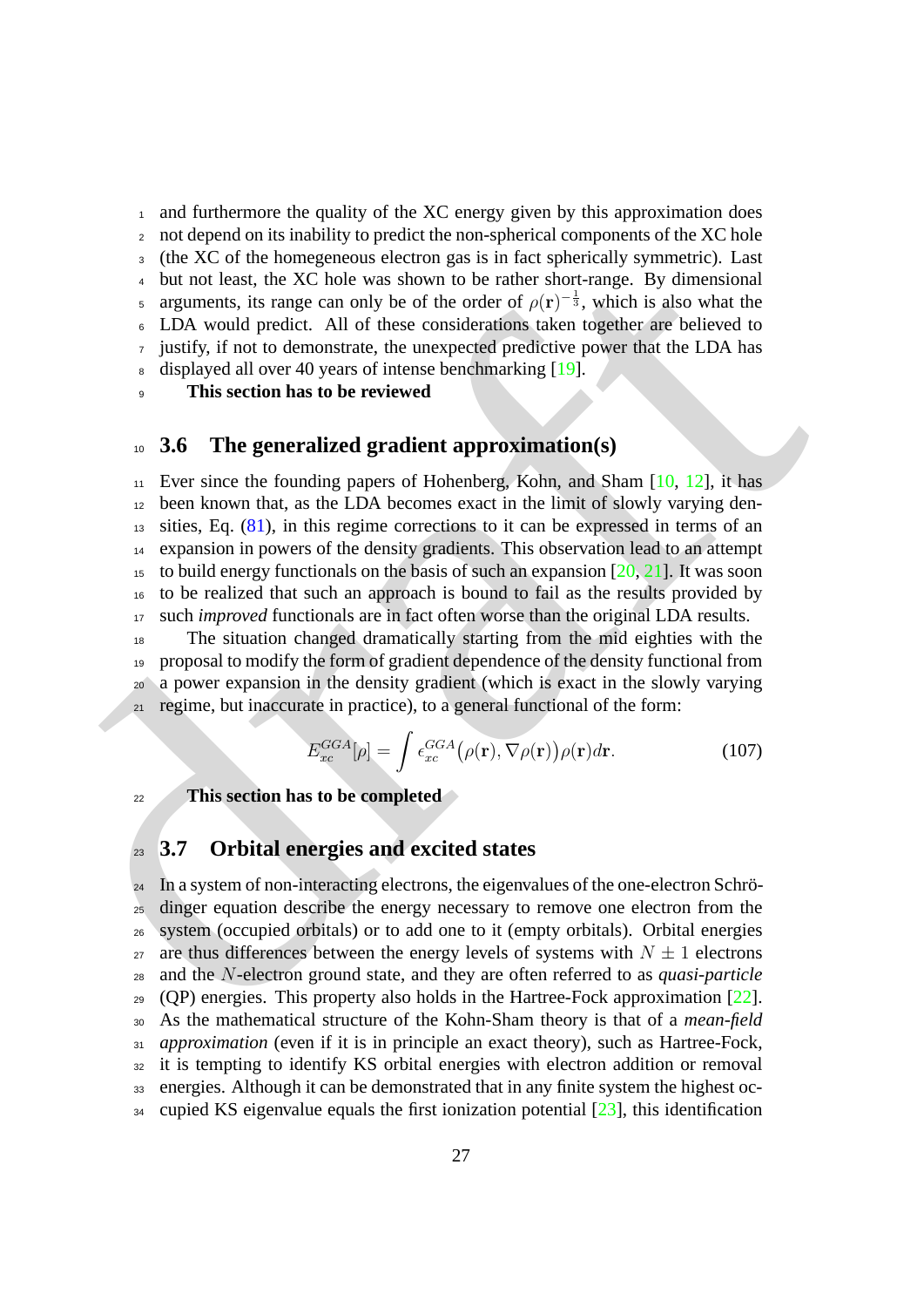and furthermore the quality of the XC energy given by this approximation does not depend on its inability to predict the non-spherical components of the XC hole (the XC of the homegeneous electron gas is in fact spherically symmetric). Last but not least, the XC hole was shown to be rather short-range. By dimensional arguments, its range can only be of the order of $\rho(\mathbf{r})^{-\frac{1}{3}}$, which is also what the LDA would predict. All of these considerations taken together are believed to justify, if not to demonstrate, the unexpected predictive power that the LDA has displayed all over 40 years of intense benchmarking [19].

**This section has to be reviewed**

## 3.6 The generalized gradient approximation(s)

Ever since the founding papers of Hohenberg, Kohn, and Sham [10, 12], it has been known that, as the LDA becomes exact in the limit of slowly varying densities, Eq. (81), in this regime corrections to it can be expressed in terms of an expansion in powers of the density gradients. This observation lead to an attempt to build energy functionals on the basis of such an expansion [20, 21]. It was soon to be realized that such an approach is bound to fail as the results provided by such *improved* functionals are in fact often worse than the original LDA results.

The situation changed dramatically starting from the mid eighties with the proposal to modify the form of gradient dependence of the density functional from a power expansion in the density gradient (which is exact in the slowly varying regime, but inaccurate in practice), to a general functional of the form:

$$E_{xc}^{GGA}[\rho] = \int \epsilon_{xc}^{GGA}\big(\rho(\mathbf{r}), \nabla\rho(\mathbf{r})\big)\rho(\mathbf{r})d\mathbf{r}. \tag{107}$$

**This section has to be completed**

## 3.7 Orbital energies and excited states

In a system of non-interacting electrons, the eigenvalues of the one-electron Schrödinger equation describe the energy necessary to remove one electron from the system (occupied orbitals) or to add one to it (empty orbitals). Orbital energies are thus differences between the energy levels of systems with $N \pm 1$ electrons and the $N$-electron ground state, and they are often referred to as *quasi-particle* (QP) energies. This property also holds in the Hartree-Fock approximation [22]. As the mathematical structure of the Kohn-Sham theory is that of a *mean-field approximation* (even if it is in principle an exact theory), such as Hartree-Fock, it is tempting to identify KS orbital energies with electron addition or removal energies. Although it can be demonstrated that in any finite system the highest occupied KS eigenvalue equals the first ionization potential [23], this identification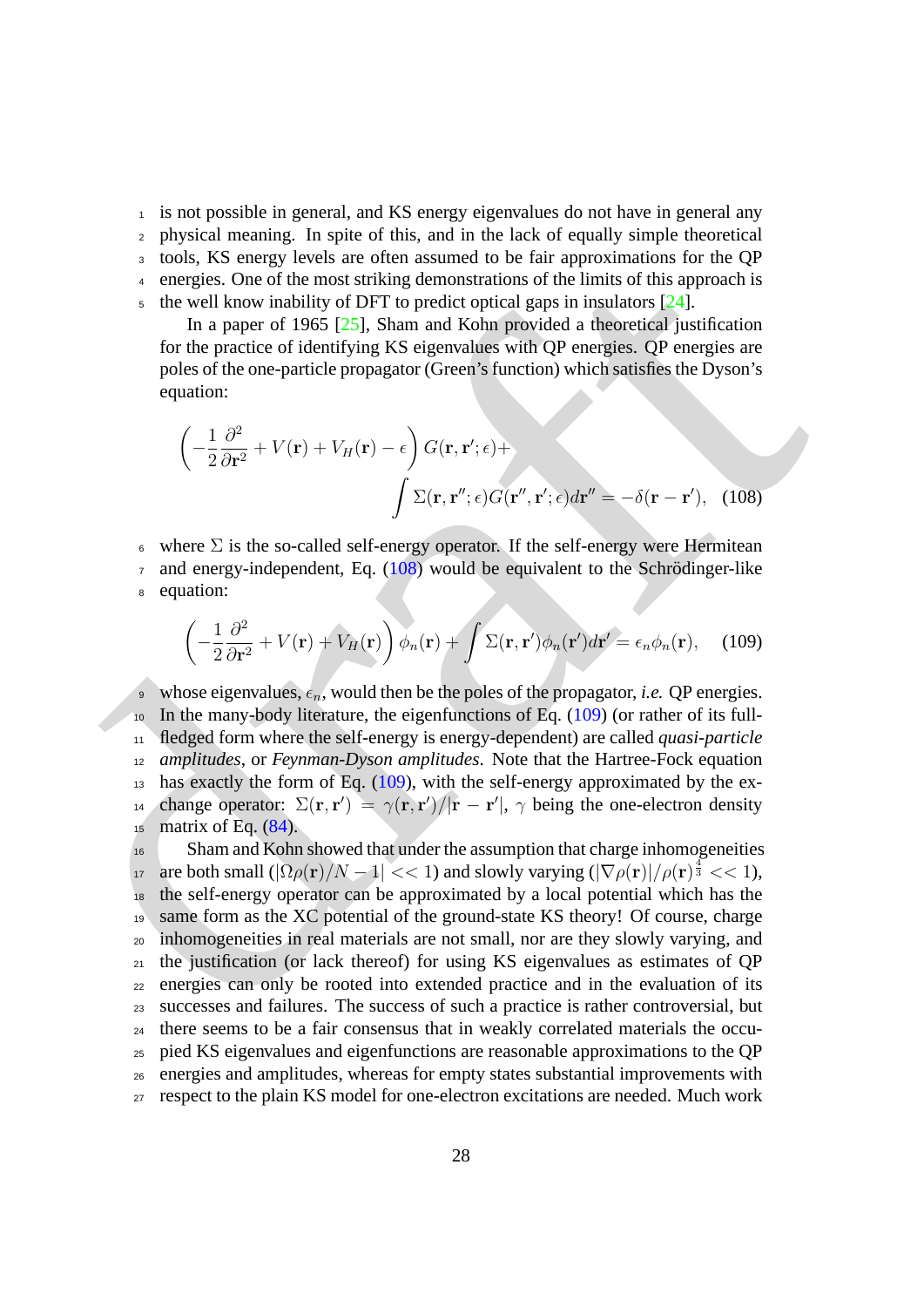is not possible in general, and KS energy eigenvalues do not have in general any physical meaning. In spite of this, and in the lack of equally simple theoretical tools, KS energy levels are often assumed to be fair approximations for the QP energies. One of the most striking demonstrations of the limits of this approach is the well know inability of DFT to predict optical gaps in insulators [24].

In a paper of 1965 [25], Sham and Kohn provided a theoretical justification for the practice of identifying KS eigenvalues with QP energies. QP energies are poles of the one-particle propagator (Green's function) which satisfies the Dyson's equation:

$$\left(-\frac{1}{2}\frac{\partial^2}{\partial \mathbf{r}^2} + V(\mathbf{r}) + V_H(\mathbf{r}) - \epsilon\right) G(\mathbf{r}, \mathbf{r}'; \epsilon) + \int \Sigma(\mathbf{r}, \mathbf{r}''; \epsilon) G(\mathbf{r}'', \mathbf{r}'; \epsilon) d\mathbf{r}'' = -\delta(\mathbf{r} - \mathbf{r}'), \quad (108)$$

where $\Sigma$ is the so-called self-energy operator. If the self-energy were Hermitean and energy-independent, Eq. (108) would be equivalent to the Schrödinger-like equation:

$$\left(-\frac{1}{2}\frac{\partial^2}{\partial \mathbf{r}^2} + V(\mathbf{r}) + V_H(\mathbf{r})\right) \phi_n(\mathbf{r}) + \int \Sigma(\mathbf{r}, \mathbf{r}') \phi_n(\mathbf{r}') d\mathbf{r}' = \epsilon_n \phi_n(\mathbf{r}), \quad (109)$$

whose eigenvalues, $\epsilon_n$, would then be the poles of the propagator, *i.e.* QP energies. In the many-body literature, the eigenfunctions of Eq. (109) (or rather of its full-fledged form where the self-energy is energy-dependent) are called *quasi-particle amplitudes*, or *Feynman-Dyson amplitudes*. Note that the Hartree-Fock equation has exactly the form of Eq. (109), with the self-energy approximated by the exchange operator: $\Sigma(\mathbf{r}, \mathbf{r}') = \gamma(\mathbf{r}, \mathbf{r}')/|\mathbf{r} - \mathbf{r}'|$, $\gamma$ being the one-electron density matrix of Eq. (84).

Sham and Kohn showed that under the assumption that charge inhomogeneities are both small ($|\Omega\rho(\mathbf{r})/N - 1| << 1$) and slowly varying ($|\nabla\rho(\mathbf{r})|/\rho(\mathbf{r})^{\frac{4}{3}} << 1$), the self-energy operator can be approximated by a local potential which has the same form as the XC potential of the ground-state KS theory! Of course, charge inhomogeneities in real materials are not small, nor are they slowly varying, and the justification (or lack thereof) for using KS eigenvalues as estimates of QP energies can only be rooted into extended practice and in the evaluation of its successes and failures. The success of such a practice is rather controversial, but there seems to be a fair consensus that in weakly correlated materials the occupied KS eigenvalues and eigenfunctions are reasonable approximations to the QP energies and amplitudes, whereas for empty states substantial improvements with respect to the plain KS model for one-electron excitations are needed. Much work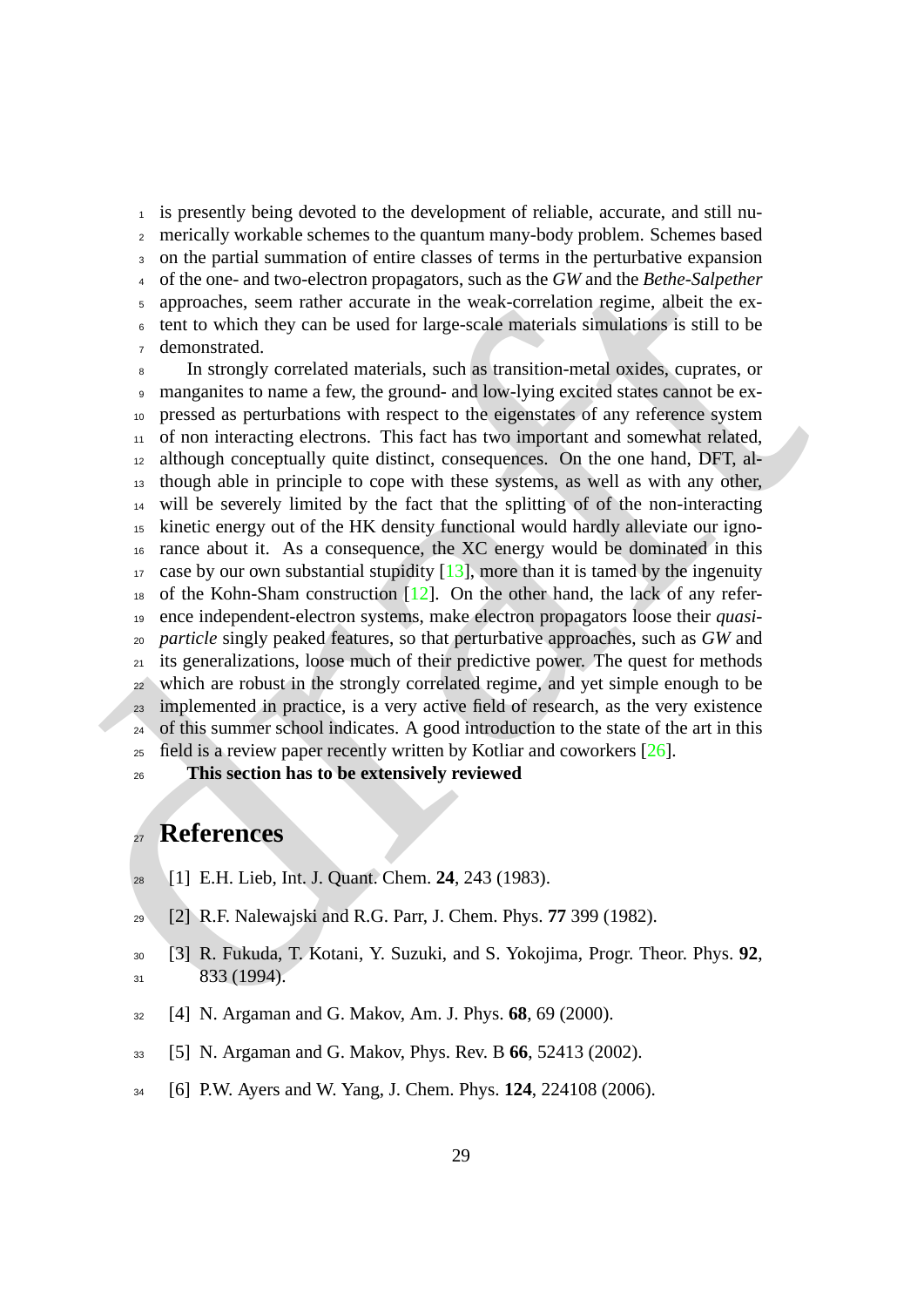is presently being devoted to the development of reliable, accurate, and still numerically workable schemes to the quantum many-body problem. Schemes based on the partial summation of entire classes of terms in the perturbative expansion of the one- and two-electron propagators, such as the *GW* and the *Bethe-Salpether* approaches, seem rather accurate in the weak-correlation regime, albeit the extent to which they can be used for large-scale materials simulations is still to be demonstrated.

In strongly correlated materials, such as transition-metal oxides, cuprates, or manganites to name a few, the ground- and low-lying excited states cannot be expressed as perturbations with respect to the eigenstates of any reference system of non interacting electrons. This fact has two important and somewhat related, although conceptually quite distinct, consequences. On the one hand, DFT, although able in principle to cope with these systems, as well as with any other, will be severely limited by the fact that the splitting of of the non-interacting kinetic energy out of the HK density functional would hardly alleviate our ignorance about it. As a consequence, the XC energy would be dominated in this case by our own substantial stupidity [13], more than it is tamed by the ingenuity of the Kohn-Sham construction [12]. On the other hand, the lack of any reference independent-electron systems, make electron propagators loose their *quasi-particle* singly peaked features, so that perturbative approaches, such as *GW* and its generalizations, loose much of their predictive power. The quest for methods which are robust in the strongly correlated regime, and yet simple enough to be implemented in practice, is a very active field of research, as the very existence of this summer school indicates. A good introduction to the state of the art in this field is a review paper recently written by Kotliar and coworkers [26].

**This section has to be extensively reviewed**

# References

[1] E.H. Lieb, Int. J. Quant. Chem. **24**, 243 (1983).

[2] R.F. Nalewajski and R.G. Parr, J. Chem. Phys. **77** 399 (1982).

[3] R. Fukuda, T. Kotani, Y. Suzuki, and S. Yokojima, Progr. Theor. Phys. **92**, 833 (1994).

[4] N. Argaman and G. Makov, Am. J. Phys. **68**, 69 (2000).

[5] N. Argaman and G. Makov, Phys. Rev. B **66**, 52413 (2002).

[6] P.W. Ayers and W. Yang, J. Chem. Phys. **124**, 224108 (2006).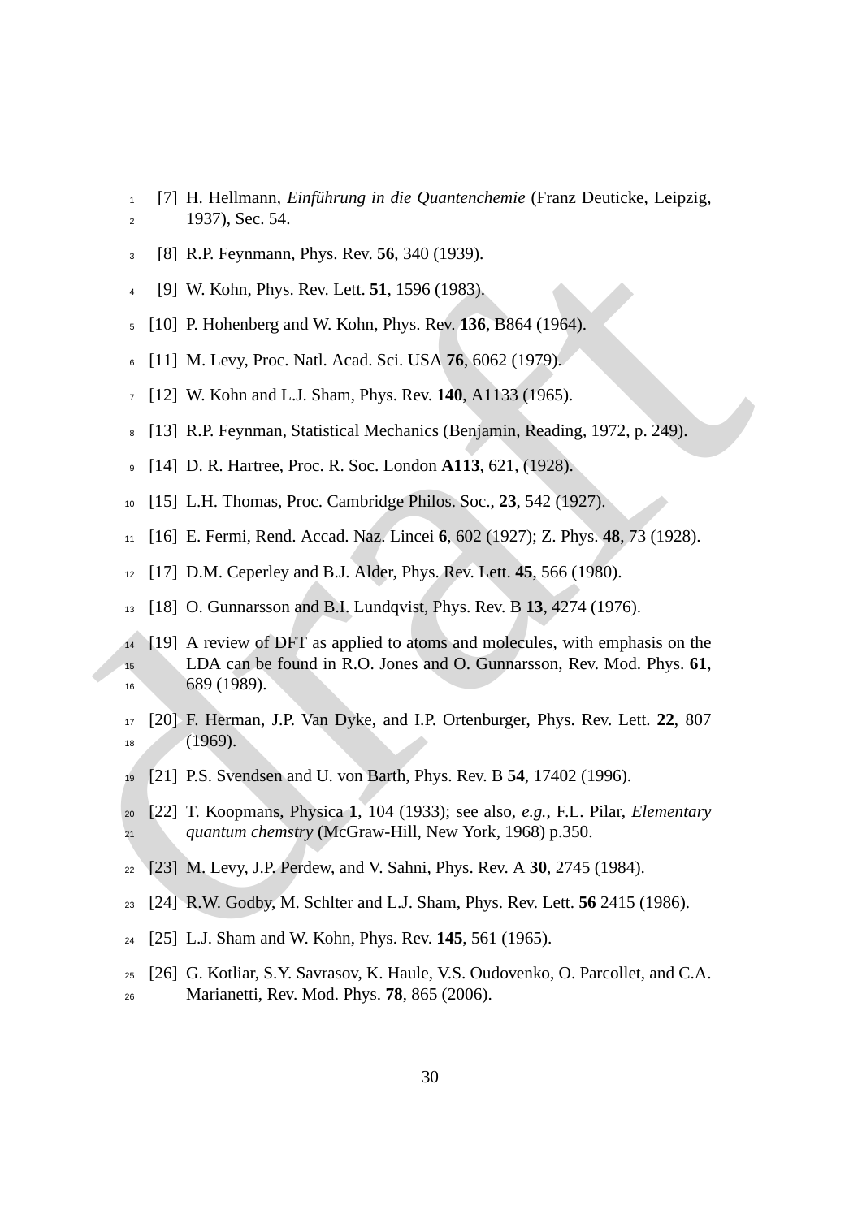[7] H. Hellmann, *Einführung in die Quantenchemie* (Franz Deuticke, Leipzig, 1937), Sec. 54.

[8] R.P. Feynmann, Phys. Rev. **56**, 340 (1939).

[9] W. Kohn, Phys. Rev. Lett. **51**, 1596 (1983).

[10] P. Hohenberg and W. Kohn, Phys. Rev. **136**, B864 (1964).

[11] M. Levy, Proc. Natl. Acad. Sci. USA **76**, 6062 (1979).

[12] W. Kohn and L.J. Sham, Phys. Rev. **140**, A1133 (1965).

[13] R.P. Feynman, Statistical Mechanics (Benjamin, Reading, 1972, p. 249).

[14] D. R. Hartree, Proc. R. Soc. London **A113**, 621, (1928).

[15] L.H. Thomas, Proc. Cambridge Philos. Soc., **23**, 542 (1927).

[16] E. Fermi, Rend. Accad. Naz. Lincei **6**, 602 (1927); Z. Phys. **48**, 73 (1928).

[17] D.M. Ceperley and B.J. Alder, Phys. Rev. Lett. **45**, 566 (1980).

[18] O. Gunnarsson and B.I. Lundqvist, Phys. Rev. B **13**, 4274 (1976).

[19] A review of DFT as applied to atoms and molecules, with emphasis on the LDA can be found in R.O. Jones and O. Gunnarsson, Rev. Mod. Phys. **61**, 689 (1989).

[20] F. Herman, J.P. Van Dyke, and I.P. Ortenburger, Phys. Rev. Lett. **22**, 807 (1969).

[21] P.S. Svendsen and U. von Barth, Phys. Rev. B **54**, 17402 (1996).

[22] T. Koopmans, Physica **1**, 104 (1933); see also, *e.g.*, F.L. Pilar, *Elementary quantum chemstry* (McGraw-Hill, New York, 1968) p.350.

[23] M. Levy, J.P. Perdew, and V. Sahni, Phys. Rev. A **30**, 2745 (1984).

[24] R.W. Godby, M. Schlter and L.J. Sham, Phys. Rev. Lett. **56** 2415 (1986).

[25] L.J. Sham and W. Kohn, Phys. Rev. **145**, 561 (1965).

[26] G. Kotliar, S.Y. Savrasov, K. Haule, V.S. Oudovenko, O. Parcollet, and C.A. Marianetti, Rev. Mod. Phys. **78**, 865 (2006).